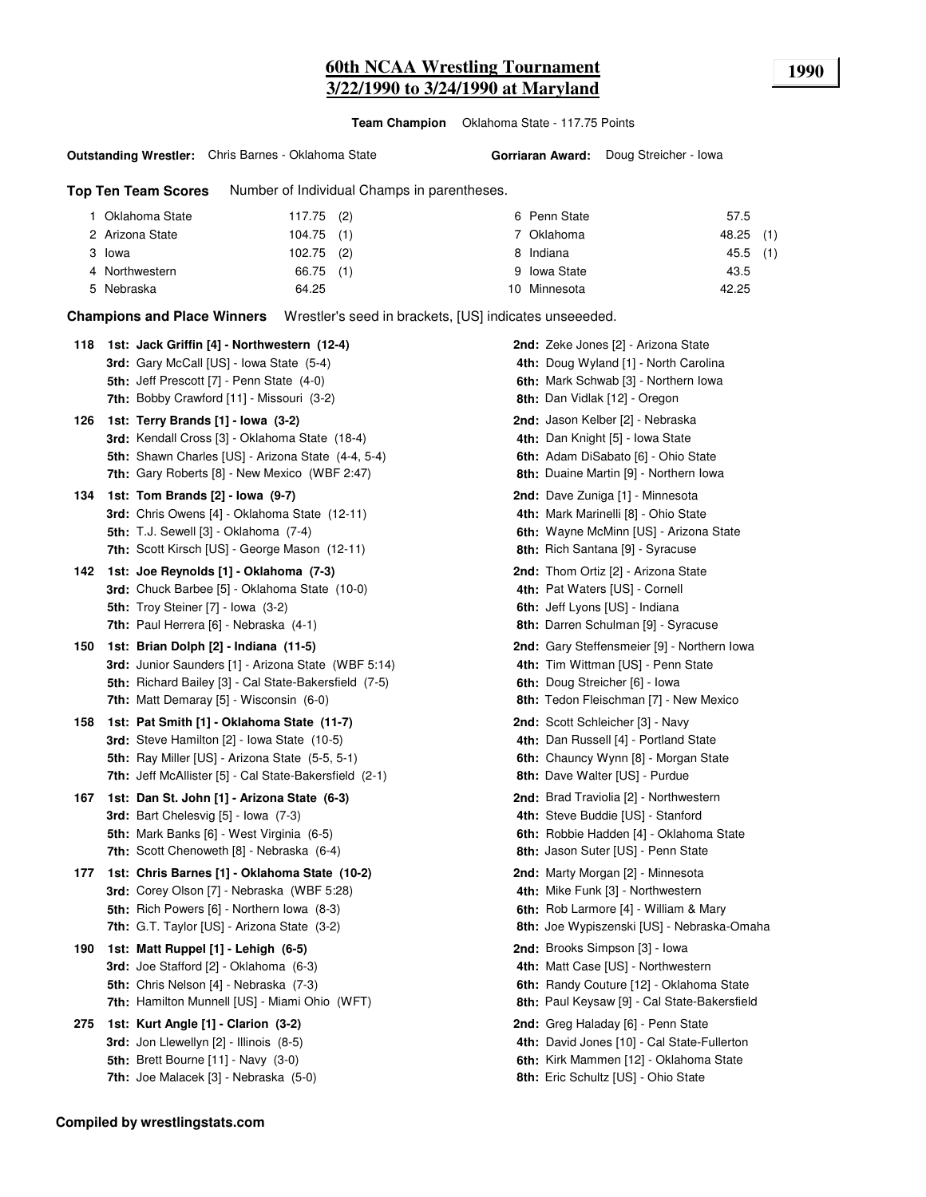# 60th NCAA Wrestling Tournament
# 3/22/1990 to 3/24/1990 at Maryland

**1990**

**Team Champion** Oklahoma State - 117.75 Points

**Outstanding Wrestler:** Chris Barnes - Oklahoma State **Gorriaran Award:** Doug Streicher - Iowa

**Top Ten Team Scores** Number of Individual Champs in parentheses.

| Rank | Team | Points | Champs | Rank | Team | Points | Champs |
|---|---|---|---|---|---|---|---|
| 1 | Oklahoma State | 117.75 | (2) | 6 | Penn State | 57.5 | |
| 2 | Arizona State | 104.75 | (1) | 7 | Oklahoma | 48.25 | (1) |
| 3 | Iowa | 102.75 | (2) | 8 | Indiana | 45.5 | (1) |
| 4 | Northwestern | 66.75 | (1) | 9 | Iowa State | 43.5 | |
| 5 | Nebraska | 64.25 | | 10 | Minnesota | 42.25 | |

**Champions and Place Winners** Wrestler's seed in brackets, [US] indicates unseeeded.

**118**
- **1st: Jack Griffin [4] - Northwestern (12-4)**
- **2nd:** Zeke Jones [2] - Arizona State
- **3rd:** Gary McCall [US] - Iowa State (5-4)
- **4th:** Doug Wyland [1] - North Carolina
- **5th:** Jeff Prescott [7] - Penn State (4-0)
- **6th:** Mark Schwab [3] - Northern Iowa
- **7th:** Bobby Crawford [11] - Missouri (3-2)
- **8th:** Dan Vidlak [12] - Oregon

**126**
- **1st: Terry Brands [1] - Iowa (3-2)**
- **2nd:** Jason Kelber [2] - Nebraska
- **3rd:** Kendall Cross [3] - Oklahoma State (18-4)
- **4th:** Dan Knight [5] - Iowa State
- **5th:** Shawn Charles [US] - Arizona State (4-4, 5-4)
- **6th:** Adam DiSabato [6] - Ohio State
- **7th:** Gary Roberts [8] - New Mexico (WBF 2:47)
- **8th:** Duaine Martin [9] - Northern Iowa

**134**
- **1st: Tom Brands [2] - Iowa (9-7)**
- **2nd:** Dave Zuniga [1] - Minnesota
- **3rd:** Chris Owens [4] - Oklahoma State (12-11)
- **4th:** Mark Marinelli [8] - Ohio State
- **5th:** T.J. Sewell [3] - Oklahoma (7-4)
- **6th:** Wayne McMinn [US] - Arizona State
- **7th:** Scott Kirsch [US] - George Mason (12-11)
- **8th:** Rich Santana [9] - Syracuse

**142**
- **1st: Joe Reynolds [1] - Oklahoma (7-3)**
- **2nd:** Thom Ortiz [2] - Arizona State
- **3rd:** Chuck Barbee [5] - Oklahoma State (10-0)
- **4th:** Pat Waters [US] - Cornell
- **5th:** Troy Steiner [7] - Iowa (3-2)
- **6th:** Jeff Lyons [US] - Indiana
- **7th:** Paul Herrera [6] - Nebraska (4-1)
- **8th:** Darren Schulman [9] - Syracuse

**150**
- **1st: Brian Dolph [2] - Indiana (11-5)**
- **2nd:** Gary Steffensmeier [9] - Northern Iowa
- **3rd:** Junior Saunders [1] - Arizona State (WBF 5:14)
- **4th:** Tim Wittman [US] - Penn State
- **5th:** Richard Bailey [3] - Cal State-Bakersfield (7-5)
- **6th:** Doug Streicher [6] - Iowa
- **7th:** Matt Demaray [5] - Wisconsin (6-0)
- **8th:** Tedon Fleischman [7] - New Mexico

**158**
- **1st: Pat Smith [1] - Oklahoma State (11-7)**
- **2nd:** Scott Schleicher [3] - Navy
- **3rd:** Steve Hamilton [2] - Iowa State (10-5)
- **4th:** Dan Russell [4] - Portland State
- **5th:** Ray Miller [US] - Arizona State (5-5, 5-1)
- **6th:** Chauncy Wynn [8] - Morgan State
- **7th:** Jeff McAllister [5] - Cal State-Bakersfield (2-1)
- **8th:** Dave Walter [US] - Purdue

**167**
- **1st: Dan St. John [1] - Arizona State (6-3)**
- **2nd:** Brad Traviolia [2] - Northwestern
- **3rd:** Bart Chelesvig [5] - Iowa (7-3)
- **4th:** Steve Buddie [US] - Stanford
- **5th:** Mark Banks [6] - West Virginia (6-5)
- **6th:** Robbie Hadden [4] - Oklahoma State
- **7th:** Scott Chenoweth [8] - Nebraska (6-4)
- **8th:** Jason Suter [US] - Penn State

**177**
- **1st: Chris Barnes [1] - Oklahoma State (10-2)**
- **2nd:** Marty Morgan [2] - Minnesota
- **3rd:** Corey Olson [7] - Nebraska (WBF 5:28)
- **4th:** Mike Funk [3] - Northwestern
- **5th:** Rich Powers [6] - Northern Iowa (8-3)
- **6th:** Rob Larmore [4] - William & Mary
- **7th:** G.T. Taylor [US] - Arizona State (3-2)
- **8th:** Joe Wypiszenski [US] - Nebraska-Omaha

**190**
- **1st: Matt Ruppel [1] - Lehigh (6-5)**
- **2nd:** Brooks Simpson [3] - Iowa
- **3rd:** Joe Stafford [2] - Oklahoma (6-3)
- **4th:** Matt Case [US] - Northwestern
- **5th:** Chris Nelson [4] - Nebraska (7-3)
- **6th:** Randy Couture [12] - Oklahoma State
- **7th:** Hamilton Munnell [US] - Miami Ohio (WFT)
- **8th:** Paul Keysaw [9] - Cal State-Bakersfield

**275**
- **1st: Kurt Angle [1] - Clarion (3-2)**
- **2nd:** Greg Haladay [6] - Penn State
- **3rd:** Jon Llewellyn [2] - Illinois (8-5)
- **4th:** David Jones [10] - Cal State-Fullerton
- **5th:** Brett Bourne [11] - Navy (3-0)
- **6th:** Kirk Mammen [12] - Oklahoma State
- **7th:** Joe Malacek [3] - Nebraska (5-0)
- **8th:** Eric Schultz [US] - Ohio State

**Compiled by wrestlingstats.com**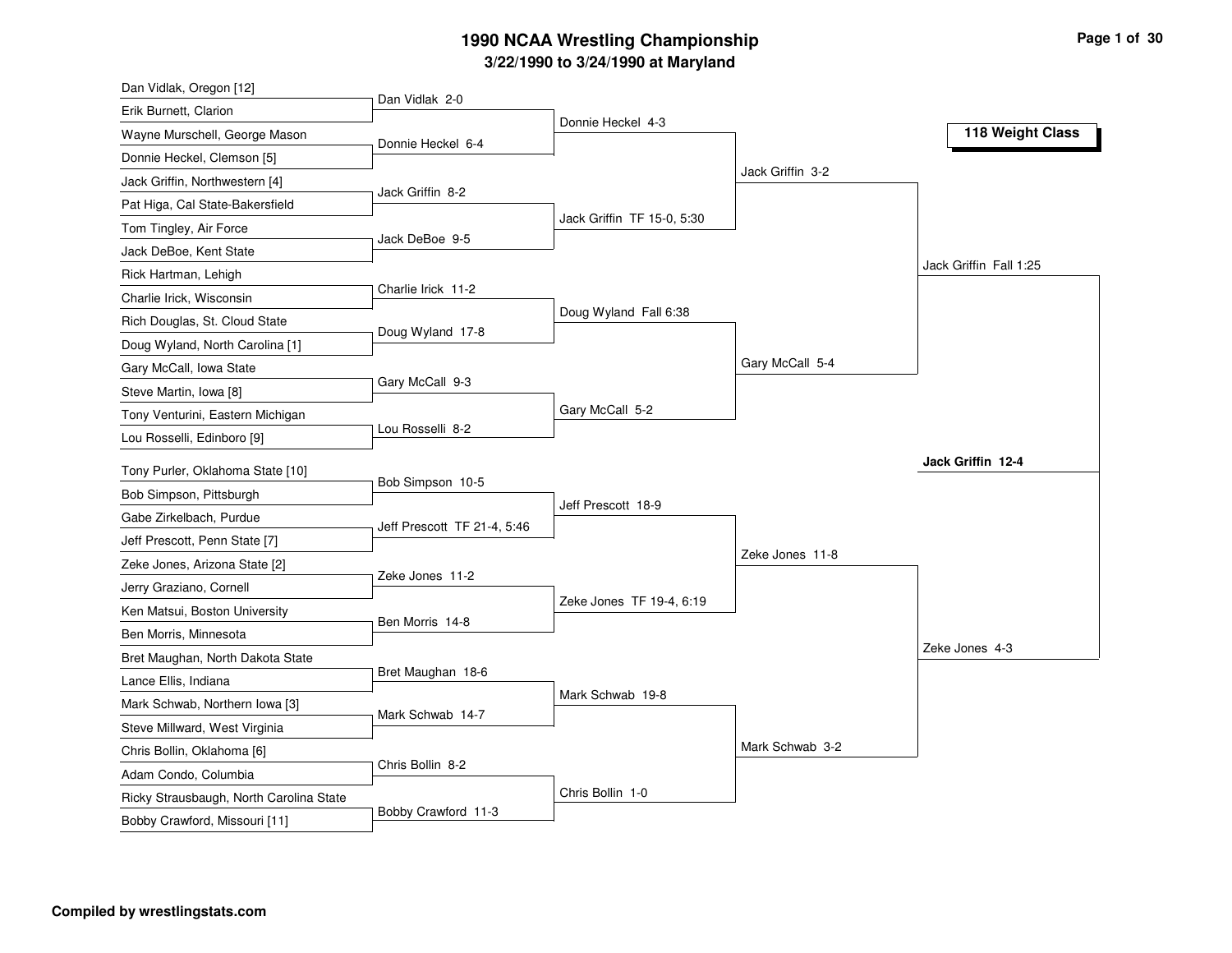# 1990 NCAA Wrestling Championship

## 3/22/1990 to 3/24/1990 at Maryland

### 118 Weight Class

| First Round | Second Round | Quarterfinals | Semifinals | Final |
|---|---|---|---|---|
| Dan Vidlak, Oregon [12] | Dan Vidlak 2-0 | Donnie Heckel 4-3 | Jack Griffin 3-2 | Jack Griffin Fall 1:25 |
| Erik Burnett, Clarion | | | | |
| Wayne Murschell, George Mason | Donnie Heckel 6-4 | | | |
| Donnie Heckel, Clemson [5] | | | | |
| Jack Griffin, Northwestern [4] | Jack Griffin 8-2 | Jack Griffin TF 15-0, 5:30 | | |
| Pat Higa, Cal State-Bakersfield | | | | |
| Tom Tingley, Air Force | Jack DeBoe 9-5 | | | |
| Jack DeBoe, Kent State | | | | |
| Rick Hartman, Lehigh | Charlie Irick 11-2 | Doug Wyland Fall 6:38 | Gary McCall 5-4 | |
| Charlie Irick, Wisconsin | | | | |
| Rich Douglas, St. Cloud State | Doug Wyland 17-8 | | | |
| Doug Wyland, North Carolina [1] | | | | |
| Gary McCall, Iowa State | Gary McCall 9-3 | Gary McCall 5-2 | | |
| Steve Martin, Iowa [8] | | | | |
| Tony Venturini, Eastern Michigan | Lou Rosselli 8-2 | | | |
| Lou Rosselli, Edinboro [9] | | | | |
| Tony Purler, Oklahoma State [10] | Bob Simpson 10-5 | Jeff Prescott 18-9 | Zeke Jones 11-8 | Zeke Jones 4-3 |
| Bob Simpson, Pittsburgh | | | | |
| Gabe Zirkelbach, Purdue | Jeff Prescott TF 21-4, 5:46 | | | |
| Jeff Prescott, Penn State [7] | | | | |
| Zeke Jones, Arizona State [2] | Zeke Jones 11-2 | Zeke Jones TF 19-4, 6:19 | | |
| Jerry Graziano, Cornell | | | | |
| Ken Matsui, Boston University | Ben Morris 14-8 | | | |
| Ben Morris, Minnesota | | | | |
| Bret Maughan, North Dakota State | Bret Maughan 18-6 | Mark Schwab 19-8 | Mark Schwab 3-2 | |
| Lance Ellis, Indiana | | | | |
| Mark Schwab, Northern Iowa [3] | Mark Schwab 14-7 | | | |
| Steve Millward, West Virginia | | | | |
| Chris Bollin, Oklahoma [6] | Chris Bollin 8-2 | Chris Bollin 1-0 | | |
| Adam Condo, Columbia | | | | |
| Ricky Strausbaugh, North Carolina State | Bobby Crawford 11-3 | | | |
| Bobby Crawford, Missouri [11] | | | | |

**Champion: Jack Griffin 12-4**

**Compiled by wrestlingstats.com**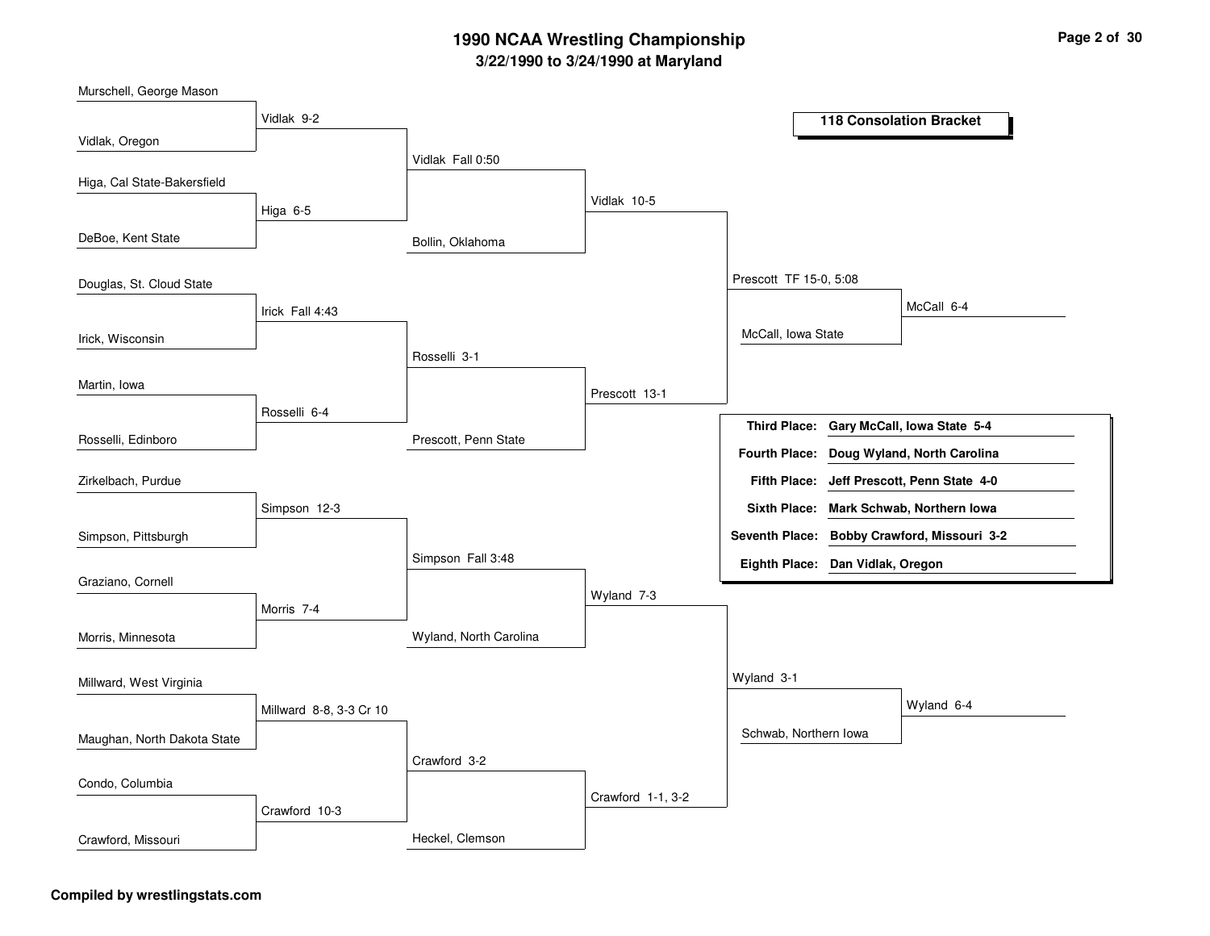# 1990 NCAA Wrestling Championship

## 3/22/1990 to 3/24/1990 at Maryland

### 118 Consolation Bracket

**First Round**

| Wrestler 1 | Wrestler 2 | Result |
|---|---|---|
| Murschell, George Mason | Vidlak, Oregon | Vidlak 9-2 |
| Higa, Cal State-Bakersfield | DeBoe, Kent State | Higa 6-5 |
| Douglas, St. Cloud State | Irick, Wisconsin | Irick Fall 4:43 |
| Martin, Iowa | Rosselli, Edinboro | Rosselli 6-4 |
| Zirkelbach, Purdue | Simpson, Pittsburgh | Simpson 12-3 |
| Graziano, Cornell | Morris, Minnesota | Morris 7-4 |
| Millward, West Virginia | Maughan, North Dakota State | Millward 8-8, 3-3 Cr 10 |
| Condo, Columbia | Crawford, Missouri | Crawford 10-3 |

**Second Round**

| Wrestler 1 | Wrestler 2 | Result |
|---|---|---|
| Vidlak | Higa | Vidlak Fall 0:50 |
| Irick | Rosselli | Rosselli 3-1 |
| Simpson | Morris | Simpson Fall 3:48 |
| Millward | Crawford | Crawford 3-2 |

**Third Round**

| Wrestler 1 | Wrestler 2 | Result |
|---|---|---|
| Vidlak | Bollin, Oklahoma | Vidlak 10-5 |
| Rosselli | Prescott, Penn State | Prescott 13-1 |
| Simpson | Wyland, North Carolina | Wyland 7-3 |
| Crawford | Heckel, Clemson | Crawford 1-1, 3-2 |

**Fourth Round**

| Wrestler 1 | Wrestler 2 | Result |
|---|---|---|
| Vidlak | Prescott | Prescott TF 15-0, 5:08 |
| Wyland | Crawford | Wyland 3-1 |

**Consolation Semifinals**

| Wrestler 1 | Wrestler 2 | Result |
|---|---|---|
| Prescott | McCall, Iowa State | McCall 6-4 |
| Wyland | Schwab, Northern Iowa | Wyland 6-4 |

**Final Placements**

| Place | Wrestler |
|---|---|
| Third Place: | Gary McCall, Iowa State 5-4 |
| Fourth Place: | Doug Wyland, North Carolina |
| Fifth Place: | Jeff Prescott, Penn State 4-0 |
| Sixth Place: | Mark Schwab, Northern Iowa |
| Seventh Place: | Bobby Crawford, Missouri 3-2 |
| Eighth Place: | Dan Vidlak, Oregon |

**Compiled by wrestlingstats.com**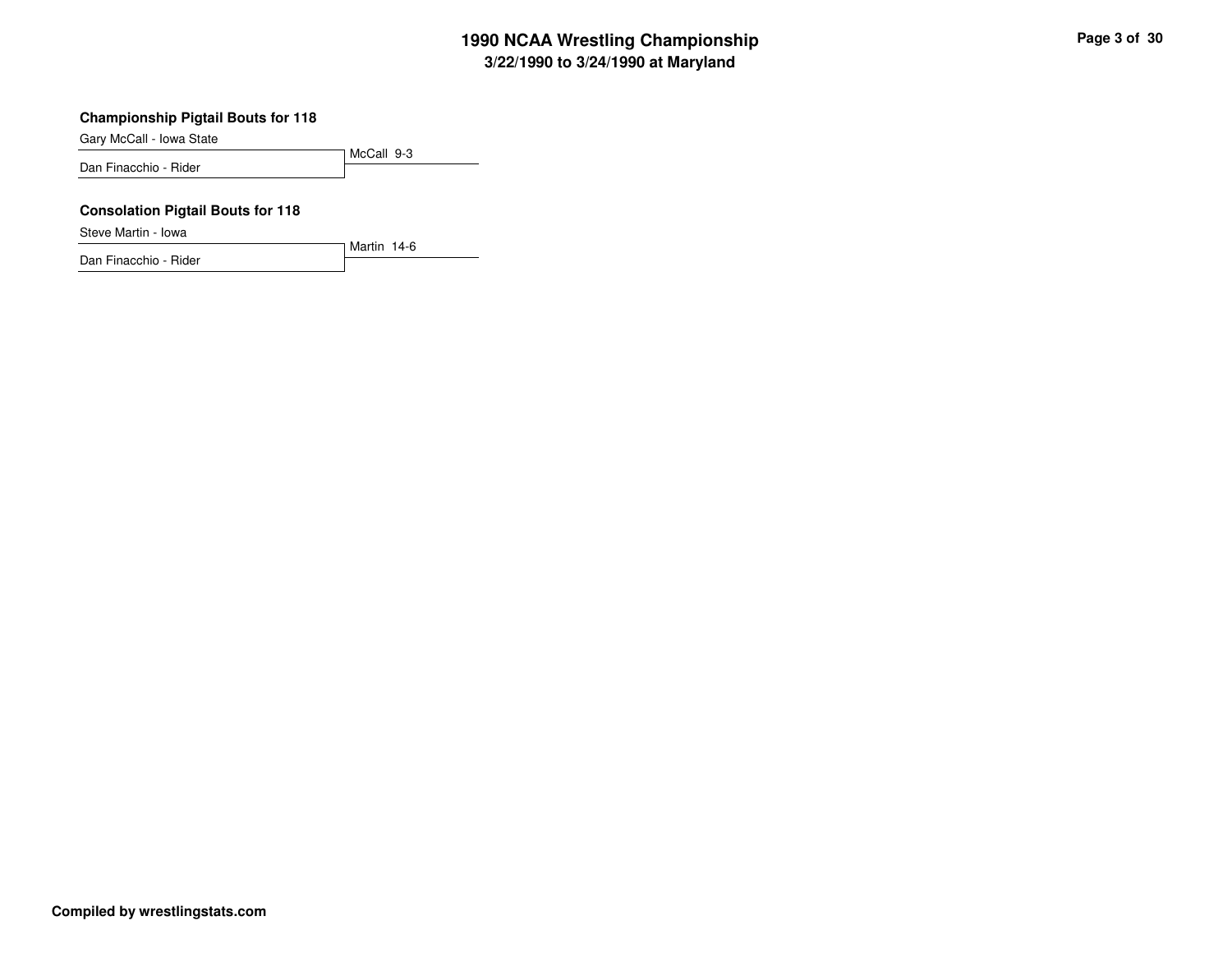### Championship Pigtail Bouts for 118

| Wrestler | Result |
| --- | --- |
| Gary McCall - Iowa State | McCall 9-3 |
| Dan Finacchio - Rider | |

### Consolation Pigtail Bouts for 118

| Wrestler | Result |
| --- | --- |
| Steve Martin - Iowa | Martin 14-6 |
| Dan Finacchio - Rider | |

**Compiled by wrestlingstats.com**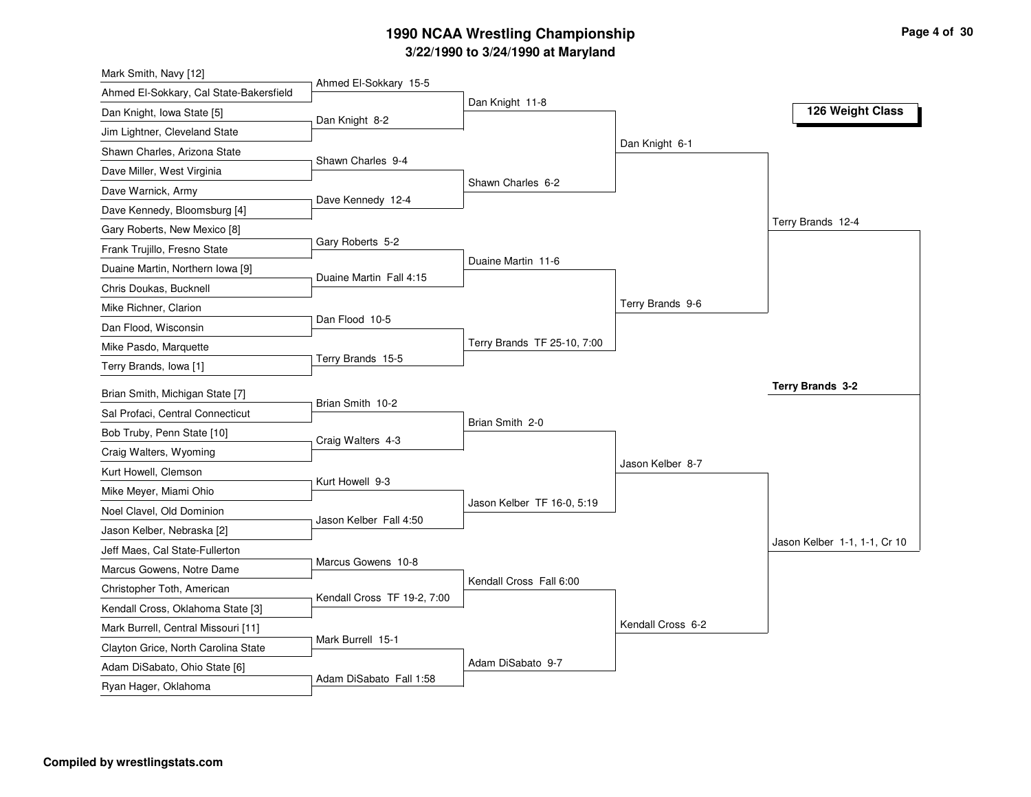# 1990 NCAA Wrestling Championship

## 3/22/1990 to 3/24/1990 at Maryland

### 126 Weight Class

**First Round**

- Mark Smith, Navy [12] vs. Ahmed El-Sokkary, Cal State-Bakersfield — Ahmed El-Sokkary 15-5
- Dan Knight, Iowa State [5] vs. Jim Lightner, Cleveland State — Dan Knight 8-2
- Shawn Charles, Arizona State vs. Dave Miller, West Virginia — Shawn Charles 9-4
- Dave Warnick, Army vs. Dave Kennedy, Bloomsburg [4] — Dave Kennedy 12-4
- Gary Roberts, New Mexico [8] vs. Frank Trujillo, Fresno State — Gary Roberts 5-2
- Duaine Martin, Northern Iowa [9] vs. Chris Doukas, Bucknell — Duaine Martin Fall 4:15
- Mike Richner, Clarion vs. Dan Flood, Wisconsin — Dan Flood 10-5
- Mike Pasdo, Marquette vs. Terry Brands, Iowa [1] — Terry Brands 15-5
- Brian Smith, Michigan State [7] vs. Sal Profaci, Central Connecticut — Brian Smith 10-2
- Bob Truby, Penn State [10] vs. Craig Walters, Wyoming — Craig Walters 4-3
- Kurt Howell, Clemson vs. Mike Meyer, Miami Ohio — Kurt Howell 9-3
- Noel Clavel, Old Dominion vs. Jason Kelber, Nebraska [2] — Jason Kelber Fall 4:50
- Jeff Maes, Cal State-Fullerton vs. Marcus Gowens, Notre Dame — Marcus Gowens 10-8
- Christopher Toth, American vs. Kendall Cross, Oklahoma State [3] — Kendall Cross TF 19-2, 7:00
- Mark Burrell, Central Missouri [11] vs. Clayton Grice, North Carolina State — Mark Burrell 15-1
- Adam DiSabato, Ohio State [6] vs. Ryan Hager, Oklahoma — Adam DiSabato Fall 1:58

**Second Round**

- Dan Knight 11-8
- Shawn Charles 6-2
- Duaine Martin 11-6
- Terry Brands TF 25-10, 7:00
- Brian Smith 2-0
- Jason Kelber TF 16-0, 5:19
- Kendall Cross Fall 6:00
- Adam DiSabato 9-7

**Quarterfinals**

- Dan Knight 6-1
- Terry Brands 9-6
- Jason Kelber 8-7
- Kendall Cross 6-2

**Semifinals**

- Terry Brands 12-4
- Jason Kelber 1-1, 1-1, Cr 10

**Final**

- **Terry Brands 3-2**

**Compiled by wrestlingstats.com**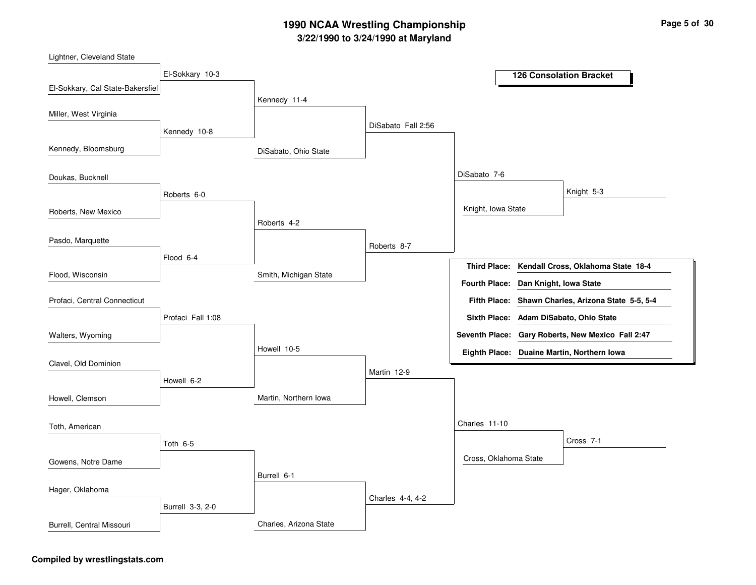# 1990 NCAA Wrestling Championship

## 3/22/1990 to 3/24/1990 at Maryland

### 126 Consolation Bracket

**First round (left side):**

- Lightner, Cleveland State vs. El-Sokkary, Cal State-Bakersfiel — El-Sokkary 10-3
- Miller, West Virginia vs. Kennedy, Bloomsburg — Kennedy 10-8
- Doukas, Bucknell vs. Roberts, New Mexico — Roberts 6-0
- Pasdo, Marquette vs. Flood, Wisconsin — Flood 6-4
- Profaci, Central Connecticut vs. Walters, Wyoming — Profaci Fall 1:08
- Clavel, Old Dominion vs. Howell, Clemson — Howell 6-2
- Toth, American vs. Gowens, Notre Dame — Toth 6-5
- Hager, Oklahoma vs. Burrell, Central Missouri — Burrell 3-3, 2-0

**Second round:**

- El-Sokkary vs. Kennedy — Kennedy 11-4
- Roberts vs. Flood — Roberts 4-2
- Profaci vs. Howell — Howell 10-5
- Toth vs. Burrell — Burrell 6-1

**Third round:**

- Kennedy vs. DiSabato, Ohio State — DiSabato Fall 2:56
- Roberts vs. Smith, Michigan State — Roberts 8-7
- Howell vs. Martin, Northern Iowa — Martin 12-9
- Burrell vs. Charles, Arizona State — Charles 4-4, 4-2

**Fourth round:**

- DiSabato vs. Roberts — DiSabato 7-6
- Martin vs. Charles — Charles 11-10

**Fifth round:**

- DiSabato vs. Knight, Iowa State — Knight 5-3
- Charles vs. Cross, Oklahoma State — Cross 7-1

| Place | Result |
| --- | --- |
| **Third Place:** | **Kendall Cross, Oklahoma State 18-4** |
| **Fourth Place:** | **Dan Knight, Iowa State** |
| **Fifth Place:** | **Shawn Charles, Arizona State 5-5, 5-4** |
| **Sixth Place:** | **Adam DiSabato, Ohio State** |
| **Seventh Place:** | **Gary Roberts, New Mexico Fall 2:47** |
| **Eighth Place:** | **Duaine Martin, Northern Iowa** |

**Compiled by wrestlingstats.com**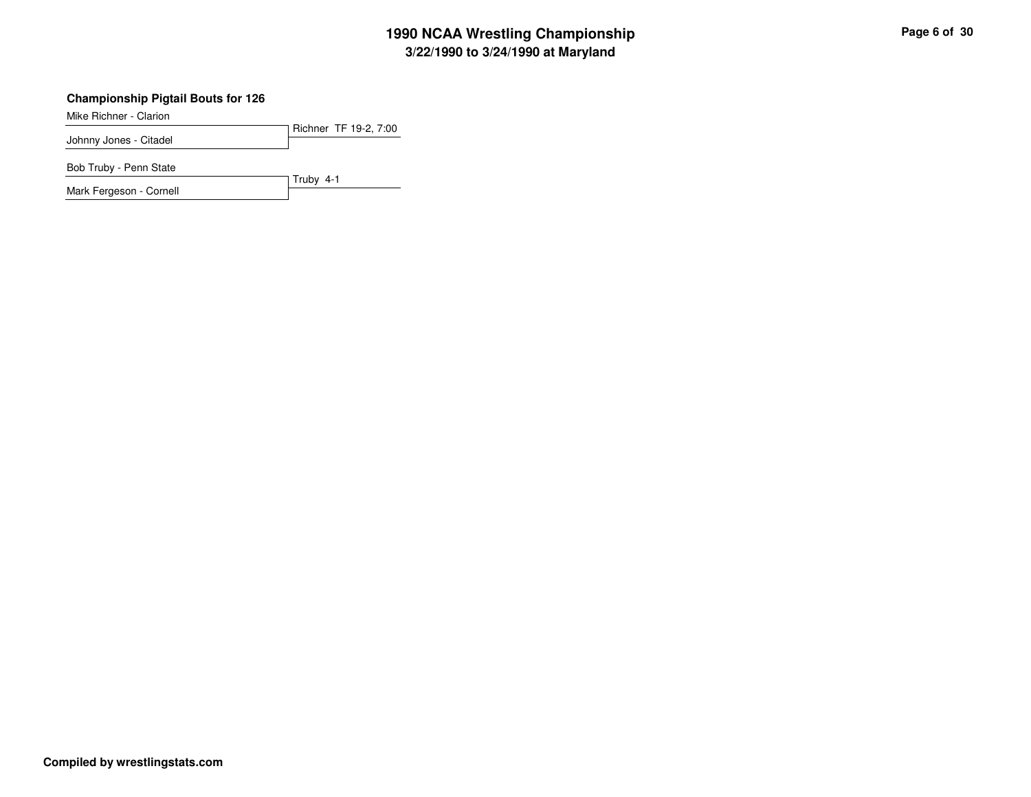## Championship Pigtail Bouts for 126

| Wrestler | Result |
| --- | --- |
| Mike Richner - Clarion | Richner TF 19-2, 7:00 |
| Johnny Jones - Citadel | |
| Bob Truby - Penn State | Truby 4-1 |
| Mark Fergeson - Cornell | |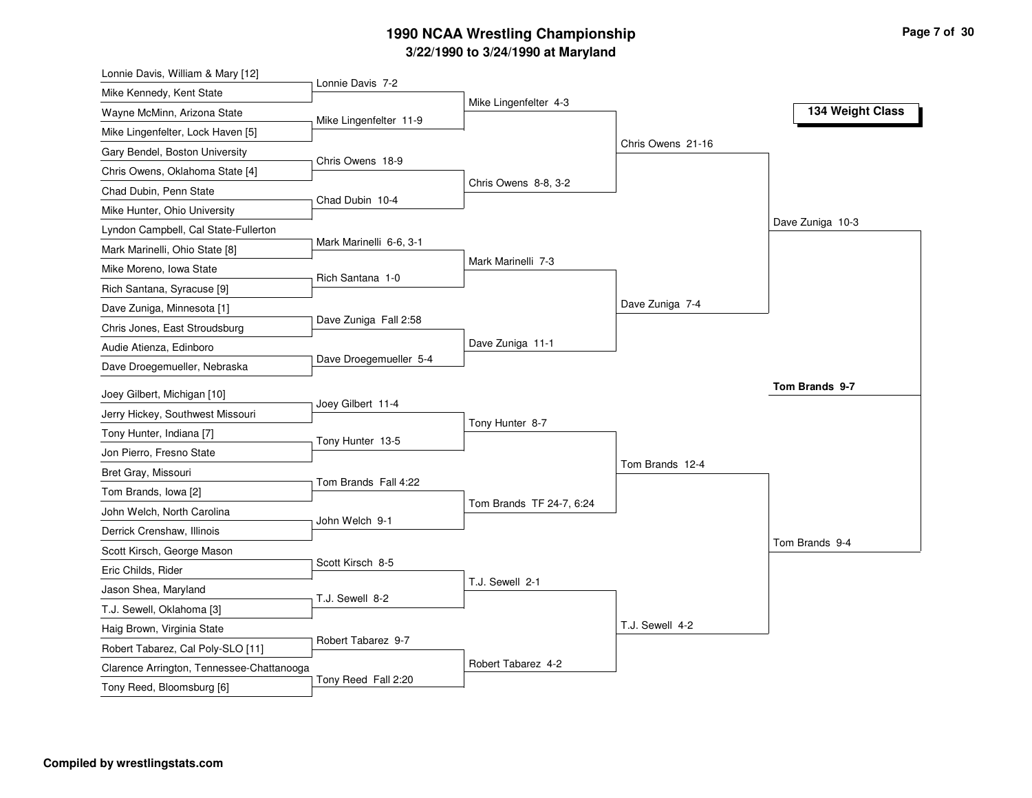# 1990 NCAA Wrestling Championship

## 3/22/1990 to 3/24/1990 at Maryland

### 134 Weight Class

**First Round**

- Lonnie Davis, William & Mary [12] vs Mike Kennedy, Kent State — Lonnie Davis 7-2
- Wayne McMinn, Arizona State vs Mike Lingenfelter, Lock Haven [5] — Mike Lingenfelter 11-9
- Gary Bendel, Boston University vs Chris Owens, Oklahoma State [4] — Chris Owens 18-9
- Chad Dubin, Penn State vs Mike Hunter, Ohio University — Chad Dubin 10-4
- Lyndon Campbell, Cal State-Fullerton vs Mark Marinelli, Ohio State [8] — Mark Marinelli 6-6, 3-1
- Mike Moreno, Iowa State vs Rich Santana, Syracuse [9] — Rich Santana 1-0
- Dave Zuniga, Minnesota [1] vs Chris Jones, East Stroudsburg — Dave Zuniga Fall 2:58
- Audie Atienza, Edinboro vs Dave Droegemueller, Nebraska — Dave Droegemueller 5-4
- Joey Gilbert, Michigan [10] vs Jerry Hickey, Southwest Missouri — Joey Gilbert 11-4
- Tony Hunter, Indiana [7] vs Jon Pierro, Fresno State — Tony Hunter 13-5
- Bret Gray, Missouri vs Tom Brands, Iowa [2] — Tom Brands Fall 4:22
- John Welch, North Carolina vs Derrick Crenshaw, Illinois — John Welch 9-1
- Scott Kirsch, George Mason vs Eric Childs, Rider — Scott Kirsch 8-5
- Jason Shea, Maryland vs T.J. Sewell, Oklahoma [3] — T.J. Sewell 8-2
- Haig Brown, Virginia State vs Robert Tabarez, Cal Poly-SLO [11] — Robert Tabarez 9-7
- Clarence Arrington, Tennessee-Chattanooga vs Tony Reed, Bloomsburg [6] — Tony Reed Fall 2:20

**Second Round**

- Mike Lingenfelter 4-3
- Chris Owens 8-8, 3-2
- Mark Marinelli 7-3
- Dave Zuniga 11-1
- Tony Hunter 8-7
- Tom Brands TF 24-7, 6:24
- T.J. Sewell 2-1
- Robert Tabarez 4-2

**Quarterfinals**

- Chris Owens 21-16
- Dave Zuniga 7-4
- Tom Brands 12-4
- T.J. Sewell 4-2

**Semifinals**

- Dave Zuniga 10-3
- Tom Brands 9-4

**Final**

- **Tom Brands 9-7**

**Compiled by wrestlingstats.com**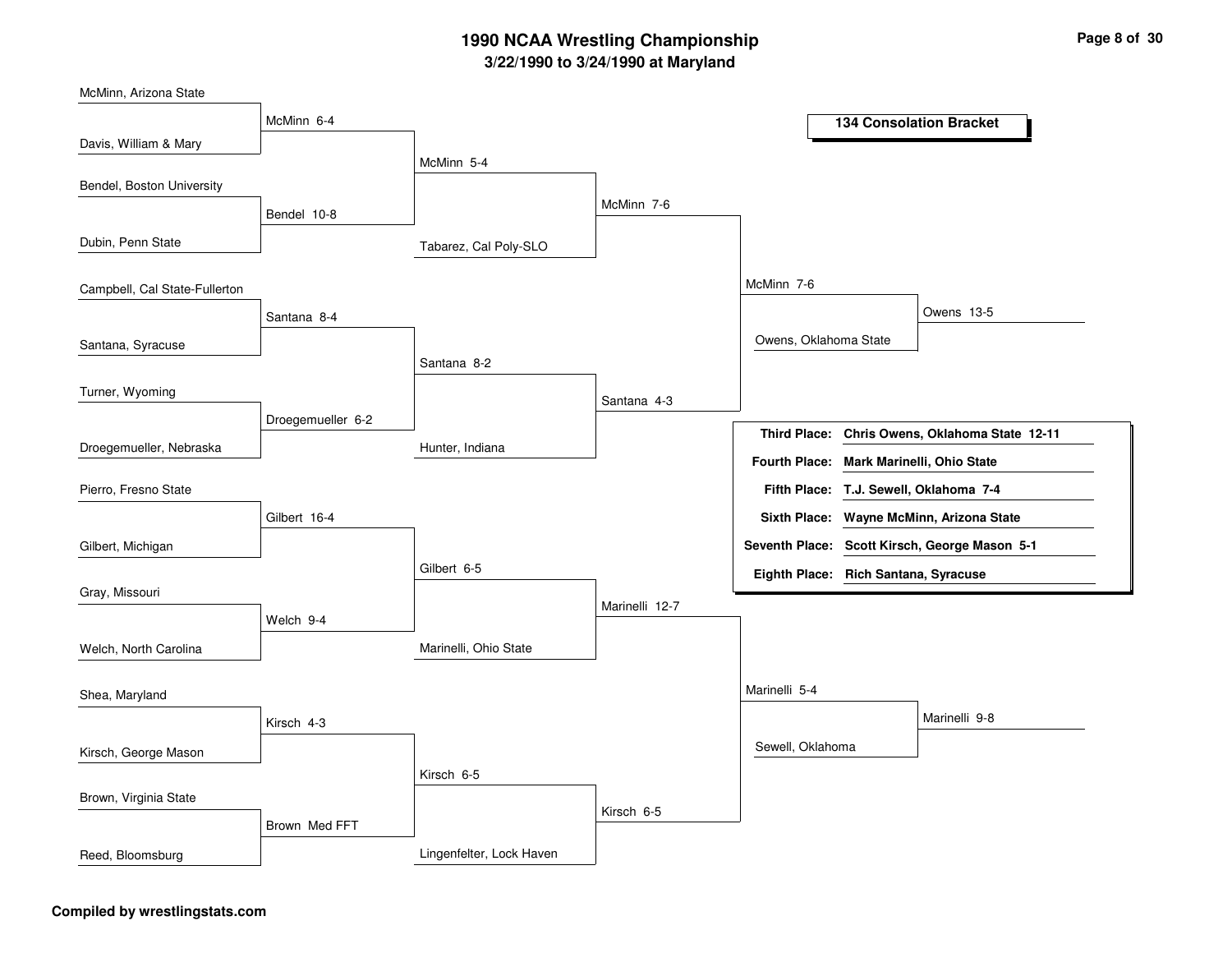# 1990 NCAA Wrestling Championship

## 3/22/1990 to 3/24/1990 at Maryland

### 134 Consolation Bracket

**Round 1**

| Wrestler 1 | Wrestler 2 | Result |
|---|---|---|
| McMinn, Arizona State | Davis, William & Mary | McMinn 6-4 |
| Bendel, Boston University | Dubin, Penn State | Bendel 10-8 |
| Campbell, Cal State-Fullerton | Santana, Syracuse | Santana 8-4 |
| Turner, Wyoming | Droegemueller, Nebraska | Droegemueller 6-2 |
| Pierro, Fresno State | Gilbert, Michigan | Gilbert 16-4 |
| Gray, Missouri | Welch, North Carolina | Welch 9-4 |
| Shea, Maryland | Kirsch, George Mason | Kirsch 4-3 |
| Brown, Virginia State | Reed, Bloomsburg | Brown Med FFT |

**Round 2**

| Wrestler 1 | Wrestler 2 | Result |
|---|---|---|
| McMinn | Bendel | McMinn 5-4 |
| Santana | Droegemueller | Santana 8-2 |
| Gilbert | Welch | Gilbert 6-5 |
| Kirsch | Brown | Kirsch 6-5 |

**Round 3**

| Wrestler 1 | Wrestler 2 | Result |
|---|---|---|
| McMinn | Tabarez, Cal Poly-SLO | McMinn 7-6 |
| Santana | Hunter, Indiana | Santana 4-3 |
| Gilbert | Marinelli, Ohio State | Marinelli 12-7 |
| Kirsch | Lingenfelter, Lock Haven | Kirsch 6-5 |

**Round 4**

| Wrestler 1 | Wrestler 2 | Result |
|---|---|---|
| McMinn | Santana | McMinn 7-6 |
| Marinelli | Kirsch | Marinelli 5-4 |

**Consolation Semifinals**

| Wrestler 1 | Wrestler 2 | Result |
|---|---|---|
| McMinn | Owens, Oklahoma State | Owens 13-5 |
| Marinelli | Sewell, Oklahoma | Marinelli 9-8 |

**Placings**

| Place | Wrestler |
|---|---|
| Third Place: | Chris Owens, Oklahoma State 12-11 |
| Fourth Place: | Mark Marinelli, Ohio State |
| Fifth Place: | T.J. Sewell, Oklahoma 7-4 |
| Sixth Place: | Wayne McMinn, Arizona State |
| Seventh Place: | Scott Kirsch, George Mason 5-1 |
| Eighth Place: | Rich Santana, Syracuse |

**Compiled by wrestlingstats.com**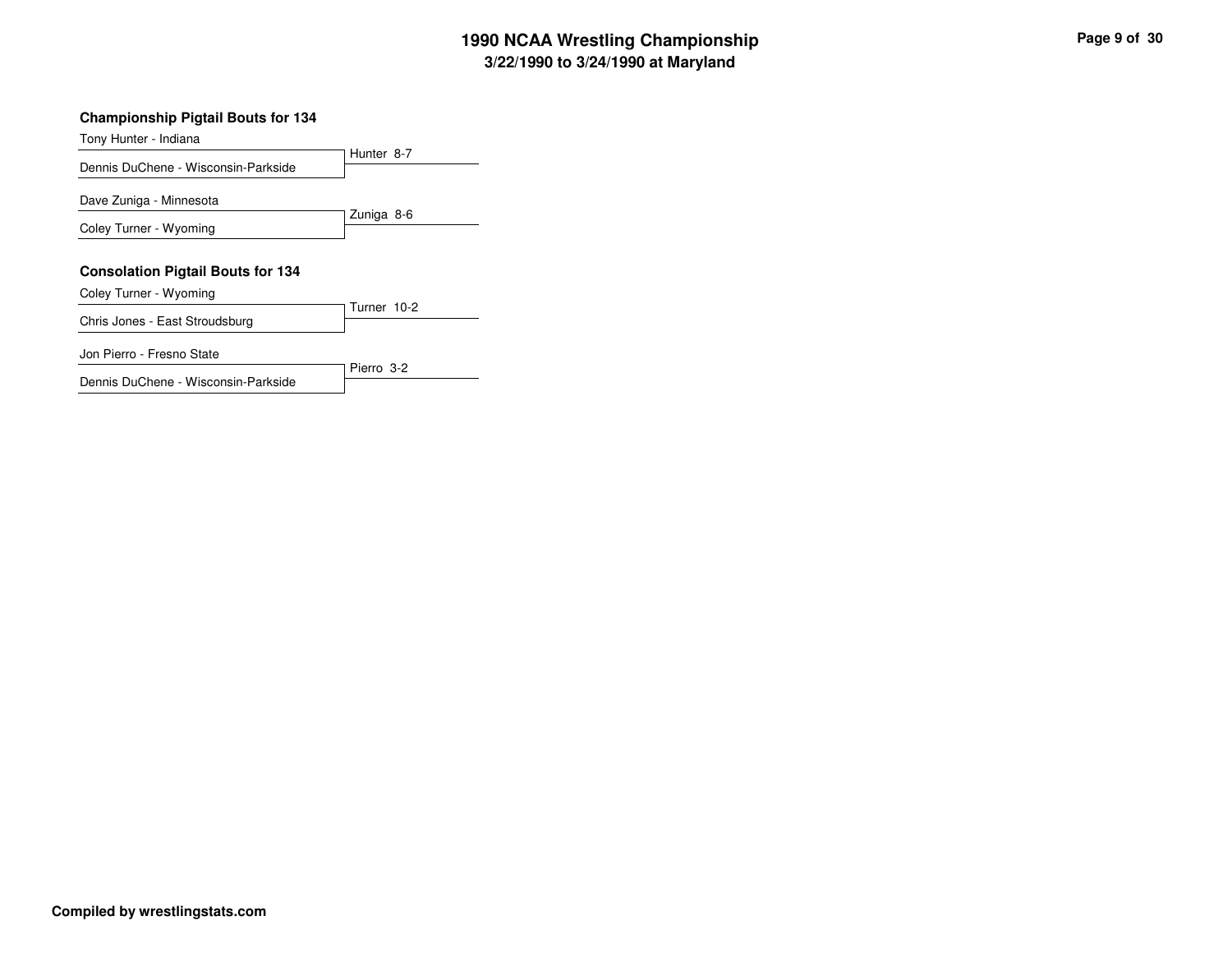# 1990 NCAA Wrestling Championship
## 3/22/1990 to 3/24/1990 at Maryland

### Championship Pigtail Bouts for 134

| Wrestler | Result |
|---|---|
| Tony Hunter - Indiana | Hunter 8-7 |
| Dennis DuChene - Wisconsin-Parkside | |
| Dave Zuniga - Minnesota | Zuniga 8-6 |
| Coley Turner - Wyoming | |

### Consolation Pigtail Bouts for 134

| Wrestler | Result |
|---|---|
| Coley Turner - Wyoming | Turner 10-2 |
| Chris Jones - East Stroudsburg | |
| Jon Pierro - Fresno State | Pierro 3-2 |
| Dennis DuChene - Wisconsin-Parkside | |

**Compiled by wrestlingstats.com**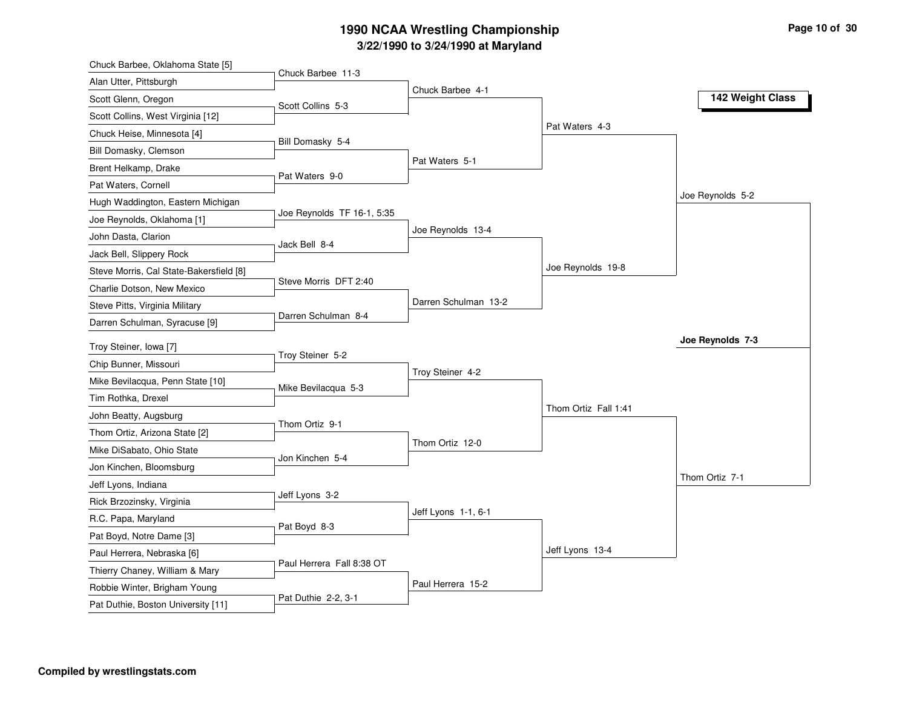# 1990 NCAA Wrestling Championship

### 3/22/1990 to 3/24/1990 at Maryland

**142 Weight Class**

## Round 1

| Wrestler 1 | Wrestler 2 | Winner |
| --- | --- | --- |
| Chuck Barbee, Oklahoma State [5] | Alan Utter, Pittsburgh | Chuck Barbee 11-3 |
| Scott Glenn, Oregon | Scott Collins, West Virginia [12] | Scott Collins 5-3 |
| Chuck Heise, Minnesota [4] | Bill Domasky, Clemson | Bill Domasky 5-4 |
| Brent Helkamp, Drake | Pat Waters, Cornell | Pat Waters 9-0 |
| Hugh Waddington, Eastern Michigan | Joe Reynolds, Oklahoma [1] | Joe Reynolds TF 16-1, 5:35 |
| John Dasta, Clarion | Jack Bell, Slippery Rock | Jack Bell 8-4 |
| Steve Morris, Cal State-Bakersfield [8] | Charlie Dotson, New Mexico | Steve Morris DFT 2:40 |
| Steve Pitts, Virginia Military | Darren Schulman, Syracuse [9] | Darren Schulman 8-4 |
| Troy Steiner, Iowa [7] | Chip Bunner, Missouri | Troy Steiner 5-2 |
| Mike Bevilacqua, Penn State [10] | Tim Rothka, Drexel | Mike Bevilacqua 5-3 |
| John Beatty, Augsburg | Thom Ortiz, Arizona State [2] | Thom Ortiz 9-1 |
| Mike DiSabato, Ohio State | Jon Kinchen, Bloomsburg | Jon Kinchen 5-4 |
| Jeff Lyons, Indiana | Rick Brzozinsky, Virginia | Jeff Lyons 3-2 |
| R.C. Papa, Maryland | Pat Boyd, Notre Dame [3] | Pat Boyd 8-3 |
| Paul Herrera, Nebraska [6] | Thierry Chaney, William & Mary | Paul Herrera Fall 8:38 OT |
| Robbie Winter, Brigham Young | Pat Duthie, Boston University [11] | Pat Duthie 2-2, 3-1 |

## Round 2

- Chuck Barbee 4-1
- Pat Waters 5-1
- Joe Reynolds 13-4
- Darren Schulman 13-2
- Troy Steiner 4-2
- Thom Ortiz 12-0
- Jeff Lyons 1-1, 6-1
- Paul Herrera 15-2

## Quarterfinals

- Pat Waters 4-3
- Joe Reynolds 19-8
- Thom Ortiz Fall 1:41
- Jeff Lyons 13-4

## Semifinals

- Joe Reynolds 5-2
- Thom Ortiz 7-1

## Final

**Joe Reynolds 7-3**

**Compiled by wrestlingstats.com**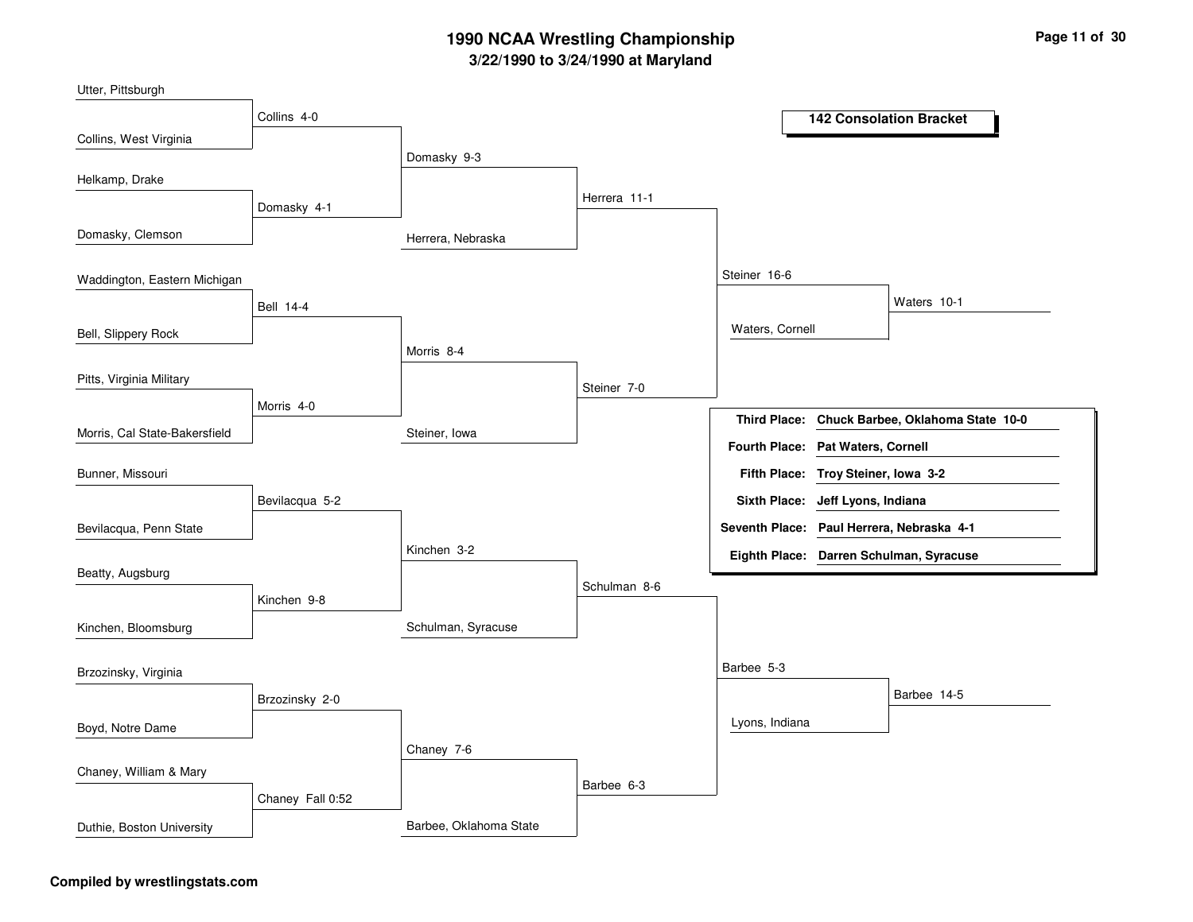# 1990 NCAA Wrestling Championship

## 3/22/1990 to 3/24/1990 at Maryland

### 142 Consolation Bracket

**First Round**

- Utter, Pittsburgh vs. Collins, West Virginia — Collins 4-0
- Helkamp, Drake vs. Domasky, Clemson — Domasky 4-1
- Waddington, Eastern Michigan vs. Bell, Slippery Rock — Bell 14-4
- Pitts, Virginia Military vs. Morris, Cal State-Bakersfield — Morris 4-0
- Bunner, Missouri vs. Bevilacqua, Penn State — Bevilacqua 5-2
- Beatty, Augsburg vs. Kinchen, Bloomsburg — Kinchen 9-8
- Brzozinsky, Virginia vs. Boyd, Notre Dame — Brzozinsky 2-0
- Chaney, William & Mary vs. Duthie, Boston University — Chaney Fall 0:52

**Second Round**

- Collins vs. Domasky — Domasky 9-3
- Bell vs. Morris — Morris 8-4
- Bevilacqua vs. Kinchen — Kinchen 3-2
- Brzozinsky vs. Chaney — Chaney 7-6

**Third Round**

- Domasky vs. Herrera, Nebraska — Herrera 11-1
- Morris vs. Steiner, Iowa — Steiner 7-0
- Kinchen vs. Schulman, Syracuse — Schulman 8-6
- Chaney vs. Barbee, Oklahoma State — Barbee 6-3

**Fourth Round**

- Herrera vs. Steiner — Steiner 16-6
- Schulman vs. Barbee — Barbee 5-3

**Fifth Round**

- Steiner vs. Waters, Cornell — Waters 10-1
- Barbee vs. Lyons, Indiana — Barbee 14-5

| Place | Wrestler |
|---|---|
| Third Place: | Chuck Barbee, Oklahoma State 10-0 |
| Fourth Place: | Pat Waters, Cornell |
| Fifth Place: | Troy Steiner, Iowa 3-2 |
| Sixth Place: | Jeff Lyons, Indiana |
| Seventh Place: | Paul Herrera, Nebraska 4-1 |
| Eighth Place: | Darren Schulman, Syracuse |

Compiled by wrestlingstats.com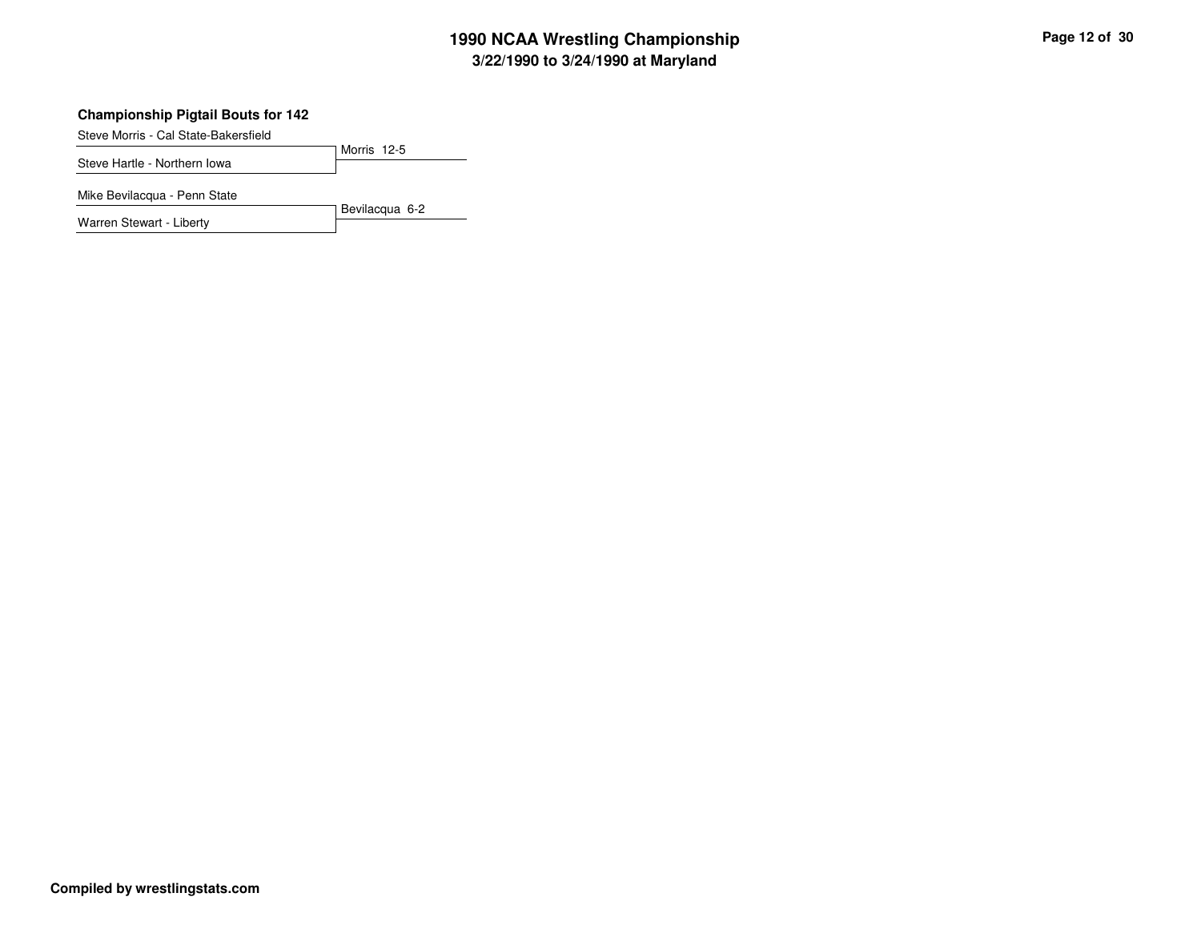### Championship Pigtail Bouts for 142

| Wrestler | Result |
| --- | --- |
| Steve Morris - Cal State-Bakersfield | Morris 12-5 |
| Steve Hartle - Northern Iowa | |
| Mike Bevilacqua - Penn State | Bevilacqua 6-2 |
| Warren Stewart - Liberty | |

**Compiled by wrestlingstats.com**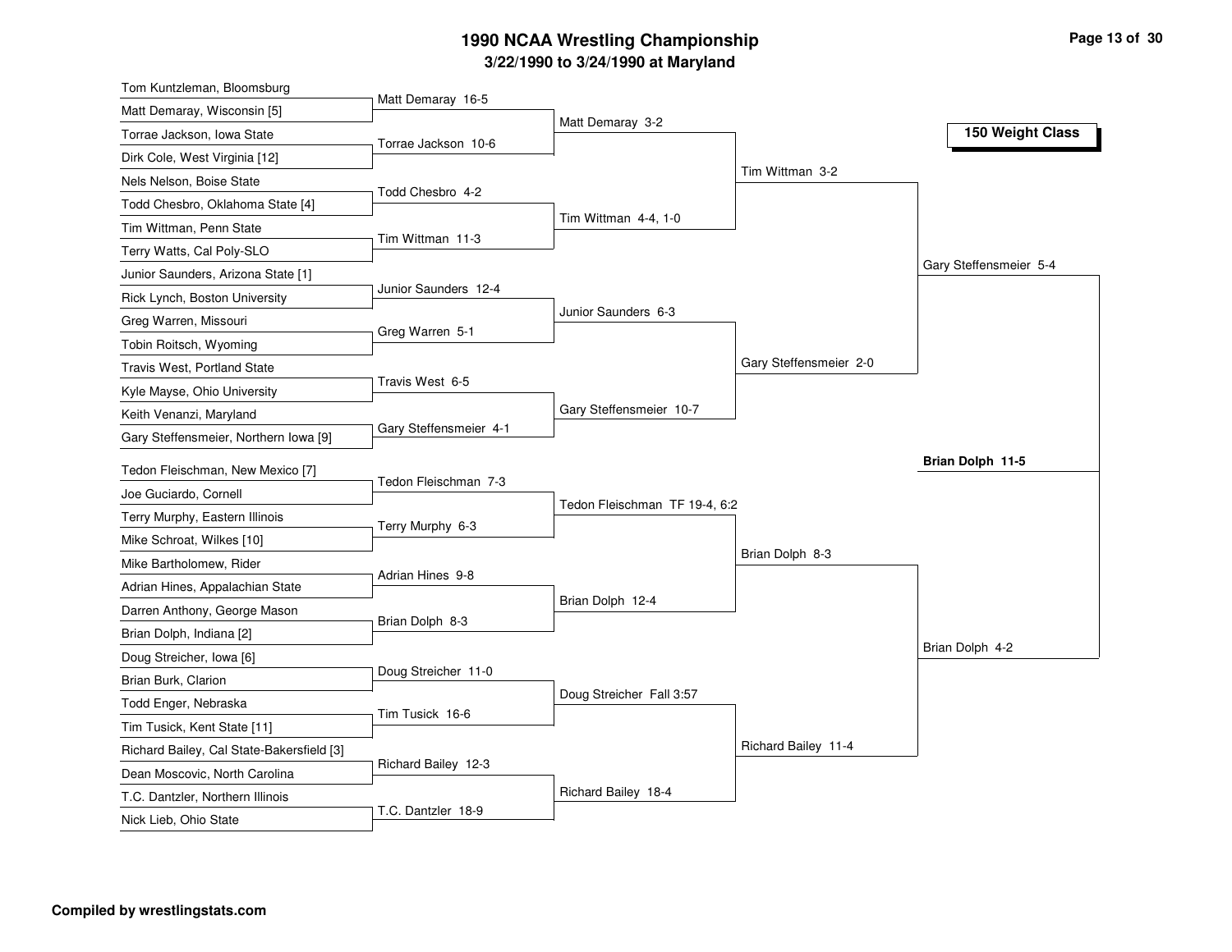# 1990 NCAA Wrestling Championship

## 3/22/1990 to 3/24/1990 at Maryland

### 150 Weight Class

**First Round**

- Tom Kuntzleman, Bloomsburg vs. Matt Demaray, Wisconsin [5] — Matt Demaray 16-5
- Torrae Jackson, Iowa State vs. Dirk Cole, West Virginia [12] — Torrae Jackson 10-6
- Nels Nelson, Boise State vs. Todd Chesbro, Oklahoma State [4] — Todd Chesbro 4-2
- Tim Wittman, Penn State vs. Terry Watts, Cal Poly-SLO — Tim Wittman 11-3
- Junior Saunders, Arizona State [1] vs. Rick Lynch, Boston University — Junior Saunders 12-4
- Greg Warren, Missouri vs. Tobin Roitsch, Wyoming — Greg Warren 5-1
- Travis West, Portland State vs. Kyle Mayse, Ohio University — Travis West 6-5
- Keith Venanzi, Maryland vs. Gary Steffensmeier, Northern Iowa [9] — Gary Steffensmeier 4-1
- Tedon Fleischman, New Mexico [7] vs. Joe Guciardo, Cornell — Tedon Fleischman 7-3
- Terry Murphy, Eastern Illinois vs. Mike Schroat, Wilkes [10] — Terry Murphy 6-3
- Mike Bartholomew, Rider vs. Adrian Hines, Appalachian State — Adrian Hines 9-8
- Darren Anthony, George Mason vs. Brian Dolph, Indiana [2] — Brian Dolph 8-3
- Doug Streicher, Iowa [6] vs. Brian Burk, Clarion — Doug Streicher 11-0
- Todd Enger, Nebraska vs. Tim Tusick, Kent State [11] — Tim Tusick 16-6
- Richard Bailey, Cal State-Bakersfield [3] vs. Dean Moscovic, North Carolina — Richard Bailey 12-3
- T.C. Dantzler, Northern Illinois vs. Nick Lieb, Ohio State — T.C. Dantzler 18-9

**Second Round**

- Matt Demaray 3-2
- Tim Wittman 4-4, 1-0
- Junior Saunders 6-3
- Gary Steffensmeier 10-7
- Tedon Fleischman TF 19-4, 6:2
- Brian Dolph 12-4
- Doug Streicher Fall 3:57
- Richard Bailey 18-4

**Quarterfinals**

- Tim Wittman 3-2
- Gary Steffensmeier 2-0
- Brian Dolph 8-3
- Richard Bailey 11-4

**Semifinals**

- Gary Steffensmeier 5-4
- Brian Dolph 4-2

**Final**

- **Brian Dolph 11-5**

Compiled by wrestlingstats.com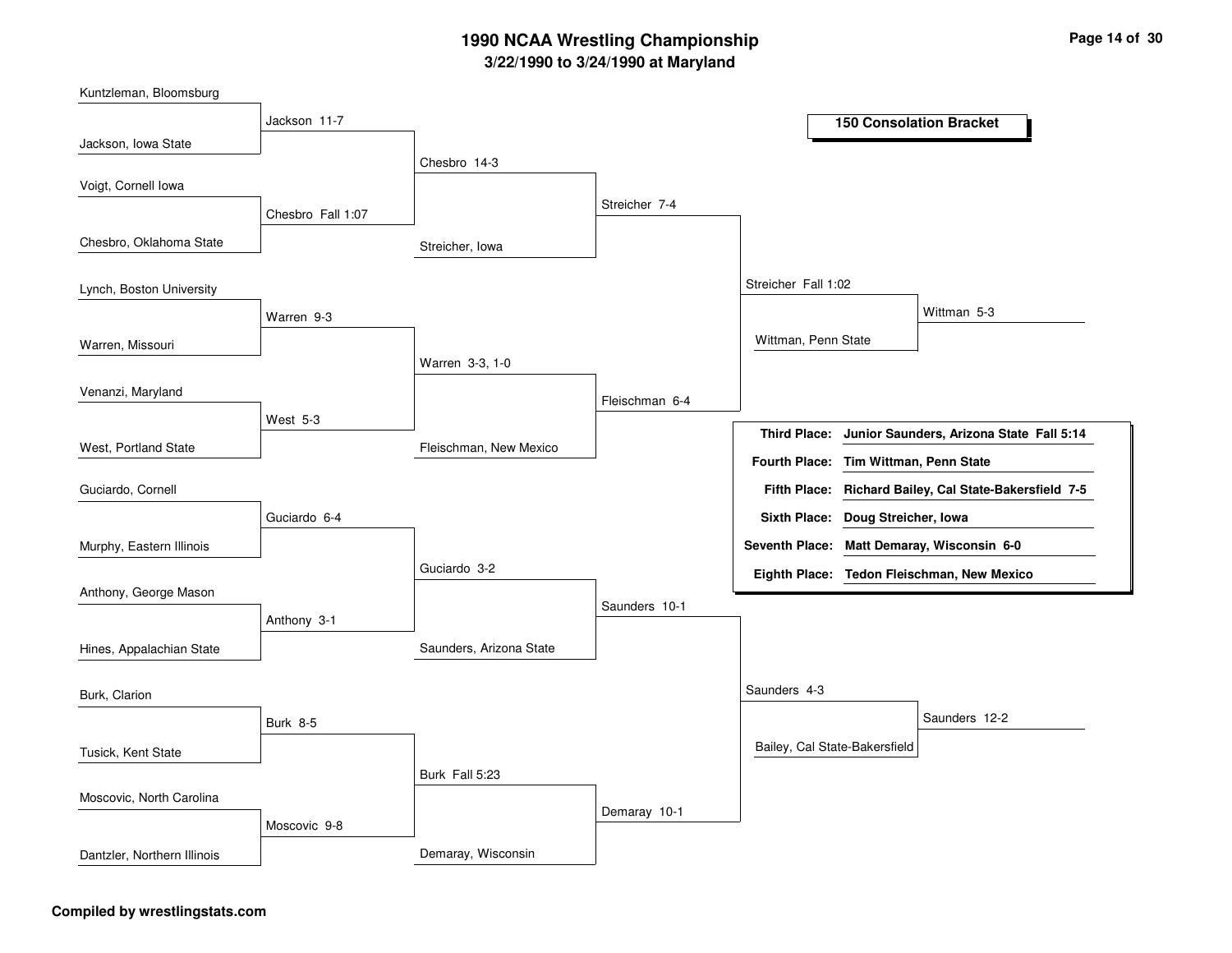# 1990 NCAA Wrestling Championship

## 3/22/1990 to 3/24/1990 at Maryland

### 150 Consolation Bracket

**First round**

- Kuntzleman, Bloomsburg vs. Jackson, Iowa State — Jackson 11-7
- Voigt, Cornell Iowa vs. Chesbro, Oklahoma State — Chesbro Fall 1:07
- Lynch, Boston University vs. Warren, Missouri — Warren 9-3
- Venanzi, Maryland vs. West, Portland State — West 5-3
- Guciardo, Cornell vs. Murphy, Eastern Illinois — Guciardo 6-4
- Anthony, George Mason vs. Hines, Appalachian State — Anthony 3-1
- Burk, Clarion vs. Tusick, Kent State — Burk 8-5
- Moscovic, North Carolina vs. Dantzler, Northern Illinois — Moscovic 9-8

**Second round**

- Jackson vs. Chesbro — Chesbro 14-3
- Warren vs. West — Warren 3-3, 1-0
- Guciardo vs. Anthony — Guciardo 3-2
- Burk vs. Moscovic — Burk Fall 5:23

**Third round**

- Chesbro vs. Streicher, Iowa — Streicher 7-4
- Warren vs. Fleischman, New Mexico — Fleischman 6-4
- Guciardo vs. Saunders, Arizona State — Saunders 10-1
- Burk vs. Demaray, Wisconsin — Demaray 10-1

**Fourth round**

- Streicher vs. Fleischman — Streicher Fall 1:02
- Saunders vs. Demaray — Saunders 4-3

**Fifth round**

- Streicher vs. Wittman, Penn State — Wittman 5-3
- Saunders vs. Bailey, Cal State-Bakersfield — Saunders 12-2

| | |
|---|---|
| **Third Place:** | **Junior Saunders, Arizona State Fall 5:14** |
| **Fourth Place:** | **Tim Wittman, Penn State** |
| **Fifth Place:** | **Richard Bailey, Cal State-Bakersfield 7-5** |
| **Sixth Place:** | **Doug Streicher, Iowa** |
| **Seventh Place:** | **Matt Demaray, Wisconsin 6-0** |
| **Eighth Place:** | **Tedon Fleischman, New Mexico** |

**Compiled by wrestlingstats.com**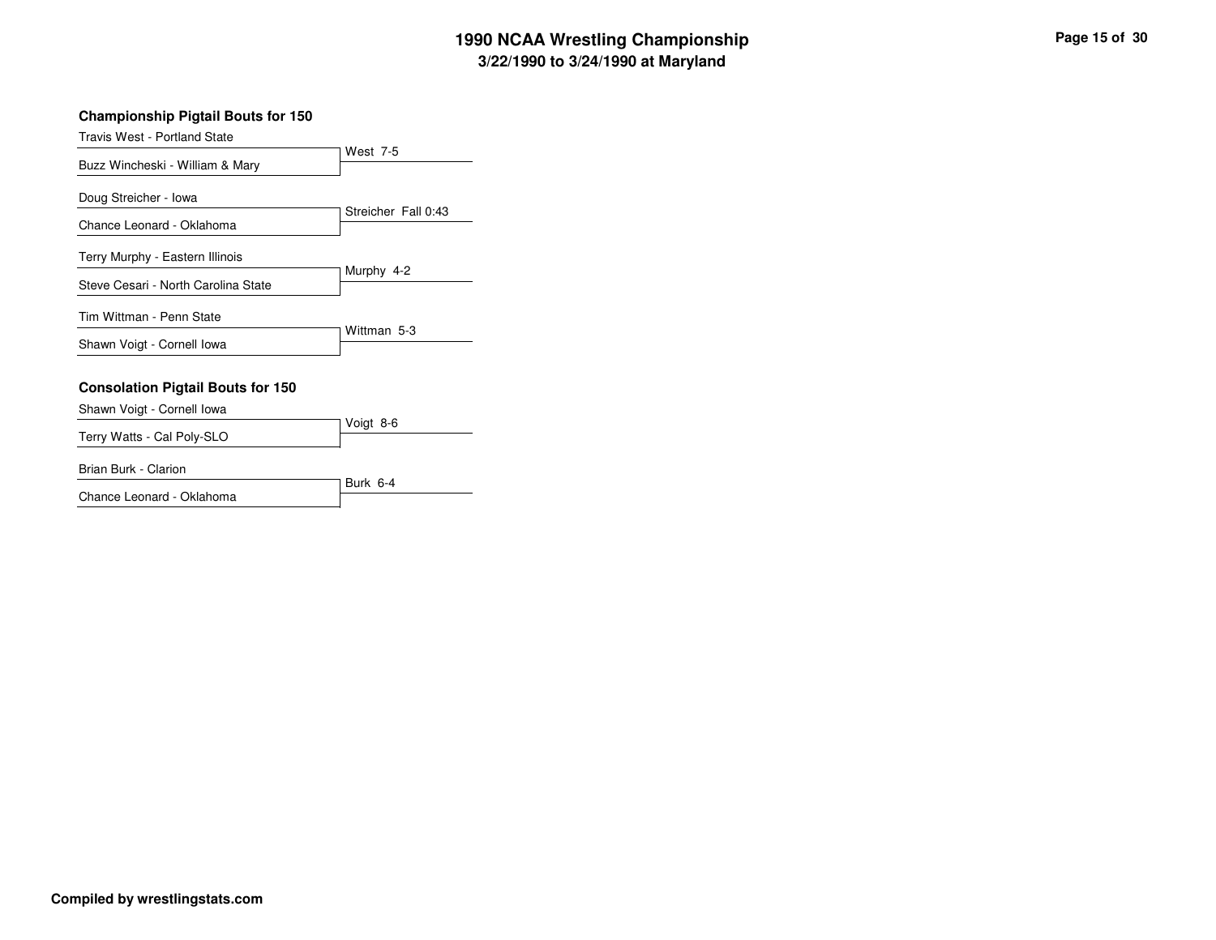# 1990 NCAA Wrestling Championship
## 3/22/1990 to 3/24/1990 at Maryland

### Championship Pigtail Bouts for 150

| Wrestler 1 | Wrestler 2 | Result |
|---|---|---|
| Travis West - Portland State | Buzz Wincheski - William & Mary | West 7-5 |
| Doug Streicher - Iowa | Chance Leonard - Oklahoma | Streicher Fall 0:43 |
| Terry Murphy - Eastern Illinois | Steve Cesari - North Carolina State | Murphy 4-2 |
| Tim Wittman - Penn State | Shawn Voigt - Cornell Iowa | Wittman 5-3 |

### Consolation Pigtail Bouts for 150

| Wrestler 1 | Wrestler 2 | Result |
|---|---|---|
| Shawn Voigt - Cornell Iowa | Terry Watts - Cal Poly-SLO | Voigt 8-6 |
| Brian Burk - Clarion | Chance Leonard - Oklahoma | Burk 6-4 |

**Compiled by wrestlingstats.com**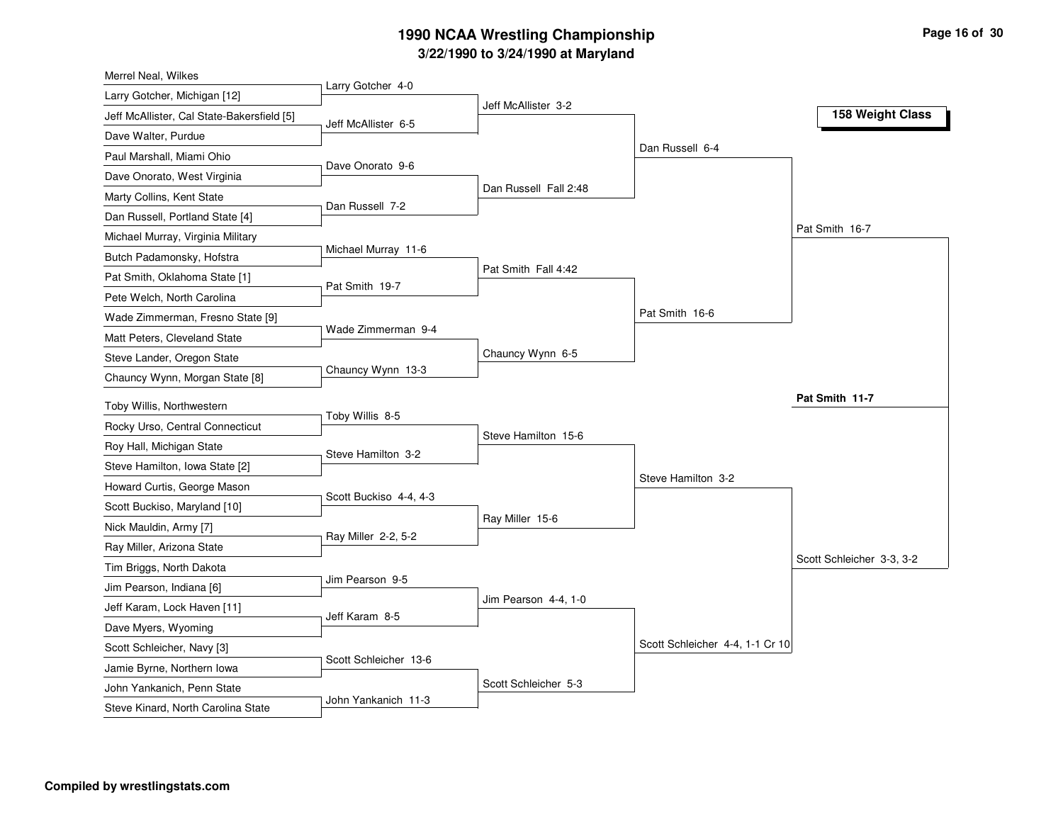# 1990 NCAA Wrestling Championship

## 3/22/1990 to 3/24/1990 at Maryland

### 158 Weight Class

**First Round**

| Wrestler 1 | Wrestler 2 | Result |
|---|---|---|
| Merrel Neal, Wilkes | Larry Gotcher, Michigan [12] | Larry Gotcher 4-0 |
| Jeff McAllister, Cal State-Bakersfield [5] | Dave Walter, Purdue | Jeff McAllister 6-5 |
| Paul Marshall, Miami Ohio | Dave Onorato, West Virginia | Dave Onorato 9-6 |
| Marty Collins, Kent State | Dan Russell, Portland State [4] | Dan Russell 7-2 |
| Michael Murray, Virginia Military | Butch Padamonsky, Hofstra | Michael Murray 11-6 |
| Pat Smith, Oklahoma State [1] | Pete Welch, North Carolina | Pat Smith 19-7 |
| Wade Zimmerman, Fresno State [9] | Matt Peters, Cleveland State | Wade Zimmerman 9-4 |
| Steve Lander, Oregon State | Chauncy Wynn, Morgan State [8] | Chauncy Wynn 13-3 |
| Toby Willis, Northwestern | Rocky Urso, Central Connecticut | Toby Willis 8-5 |
| Roy Hall, Michigan State | Steve Hamilton, Iowa State [2] | Steve Hamilton 3-2 |
| Howard Curtis, George Mason | Scott Buckiso, Maryland [10] | Scott Buckiso 4-4, 4-3 |
| Nick Mauldin, Army [7] | Ray Miller, Arizona State | Ray Miller 2-2, 5-2 |
| Tim Briggs, North Dakota | Jim Pearson, Indiana [6] | Jim Pearson 9-5 |
| Jeff Karam, Lock Haven [11] | Dave Myers, Wyoming | Jeff Karam 8-5 |
| Scott Schleicher, Navy [3] | Jamie Byrne, Northern Iowa | Scott Schleicher 13-6 |
| John Yankanich, Penn State | Steve Kinard, North Carolina State | John Yankanich 11-3 |

**Second Round**

- Jeff McAllister 3-2
- Dan Russell Fall 2:48
- Pat Smith Fall 4:42
- Chauncy Wynn 6-5
- Steve Hamilton 15-6
- Ray Miller 15-6
- Jim Pearson 4-4, 1-0
- Scott Schleicher 5-3

**Quarterfinals**

- Dan Russell 6-4
- Pat Smith 16-6
- Steve Hamilton 3-2
- Scott Schleicher 4-4, 1-1 Cr 10

**Semifinals**

- Pat Smith 16-7
- Scott Schleicher 3-3, 3-2

**Championship**

- **Pat Smith 11-7**

**Compiled by wrestlingstats.com**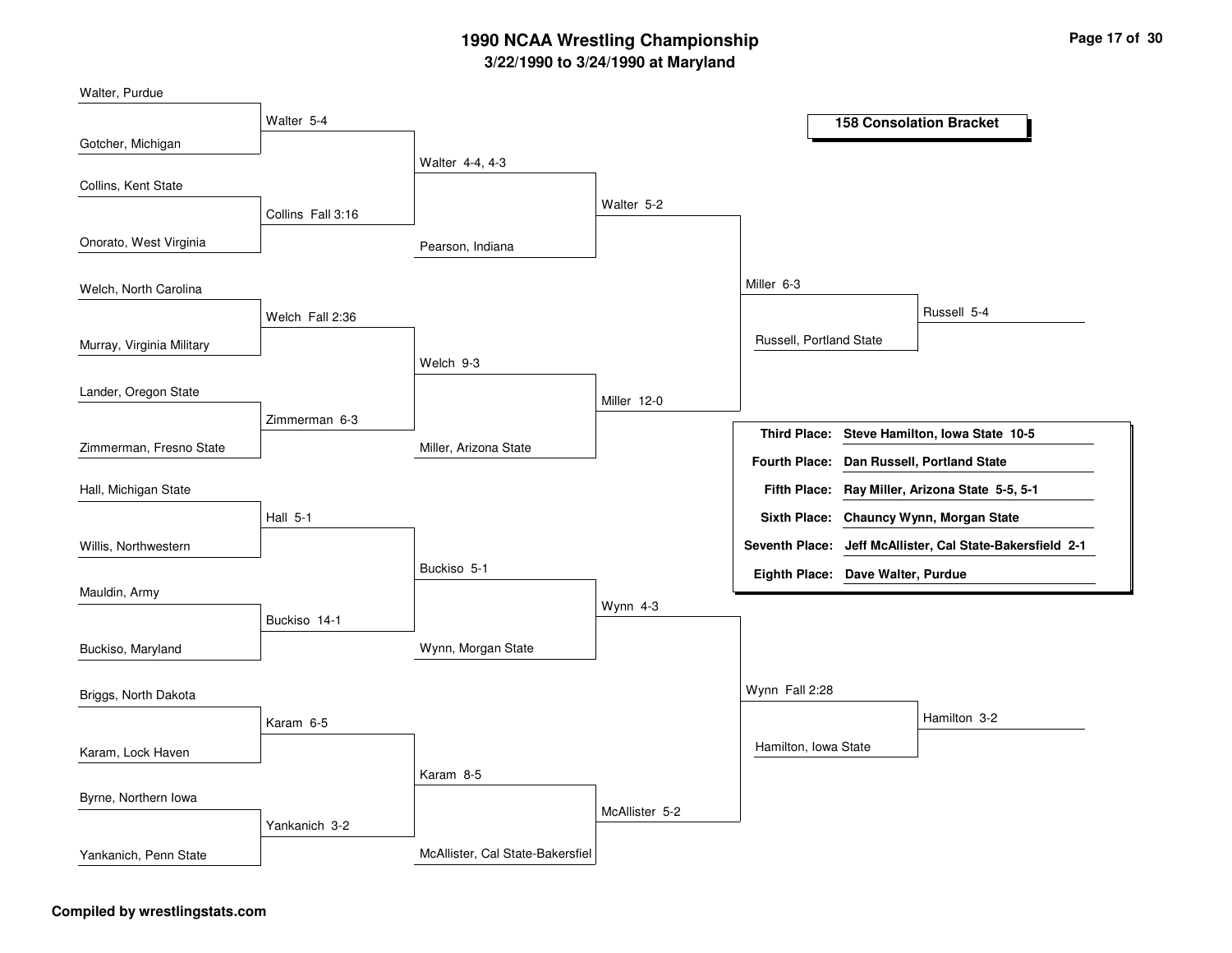# 1990 NCAA Wrestling Championship

**3/22/1990 to 3/24/1990 at Maryland**

## 158 Consolation Bracket

### Round 1

| Wrestler A | Wrestler B | Result |
|---|---|---|
| Walter, Purdue | Gotcher, Michigan | Walter 5-4 |
| Collins, Kent State | Onorato, West Virginia | Collins Fall 3:16 |
| Welch, North Carolina | Murray, Virginia Military | Welch Fall 2:36 |
| Lander, Oregon State | Zimmerman, Fresno State | Zimmerman 6-3 |
| Hall, Michigan State | Willis, Northwestern | Hall 5-1 |
| Mauldin, Army | Buckiso, Maryland | Buckiso 14-1 |
| Briggs, North Dakota | Karam, Lock Haven | Karam 6-5 |
| Byrne, Northern Iowa | Yankanich, Penn State | Yankanich 3-2 |

### Round 2

| Wrestler A | Wrestler B | Result |
|---|---|---|
| Walter | Collins | Walter 4-4, 4-3 |
| Welch | Zimmerman | Welch 9-3 |
| Hall | Buckiso | Buckiso 5-1 |
| Karam | Yankanich | Karam 8-5 |

### Round 3

| Wrestler A | Wrestler B | Result |
|---|---|---|
| Walter | Pearson, Indiana | Walter 5-2 |
| Welch | Miller, Arizona State | Miller 12-0 |
| Buckiso | Wynn, Morgan State | Wynn 4-3 |
| Karam | McAllister, Cal State-Bakersfiel | McAllister 5-2 |

### Round 4

| Wrestler A | Wrestler B | Result |
|---|---|---|
| Walter | Miller | Miller 6-3 |
| Wynn | McAllister | Wynn Fall 2:28 |

### Round 5

| Wrestler A | Wrestler B | Result |
|---|---|---|
| Miller | Russell, Portland State | Russell 5-4 |
| Wynn | Hamilton, Iowa State | Hamilton 3-2 |

### Final Placings

| Place | Wrestler |
|---|---|
| Third Place: | Steve Hamilton, Iowa State 10-5 |
| Fourth Place: | Dan Russell, Portland State |
| Fifth Place: | Ray Miller, Arizona State 5-5, 5-1 |
| Sixth Place: | Chauncy Wynn, Morgan State |
| Seventh Place: | Jeff McAllister, Cal State-Bakersfield 2-1 |
| Eighth Place: | Dave Walter, Purdue |

**Compiled by wrestlingstats.com**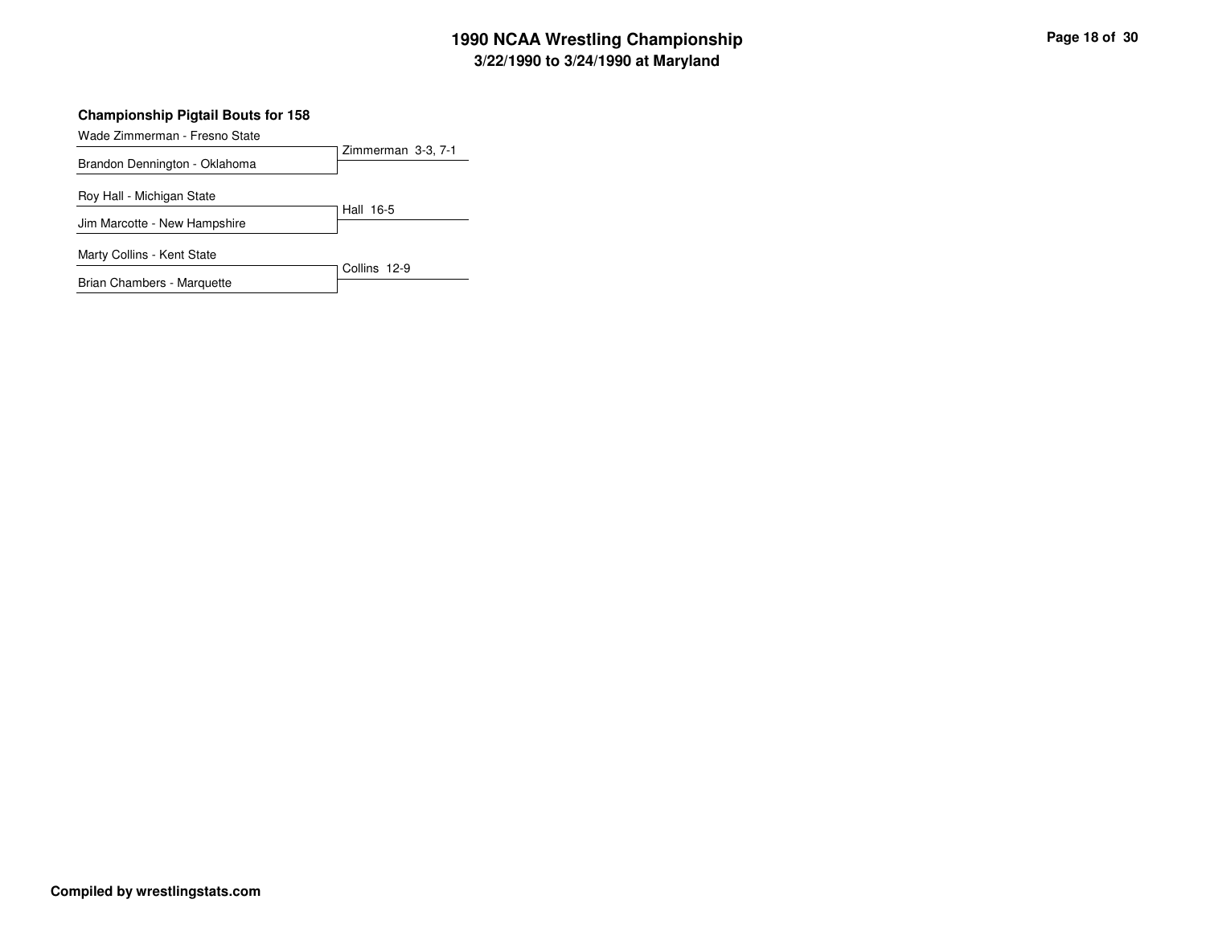## Championship Pigtail Bouts for 158

| Wrestlers | Result |
| --- | --- |
| Wade Zimmerman - Fresno State | |
| Brandon Dennington - Oklahoma | Zimmerman 3-3, 7-1 |
| Roy Hall - Michigan State | |
| Jim Marcotte - New Hampshire | Hall 16-5 |
| Marty Collins - Kent State | |
| Brian Chambers - Marquette | Collins 12-9 |

**Compiled by wrestlingstats.com**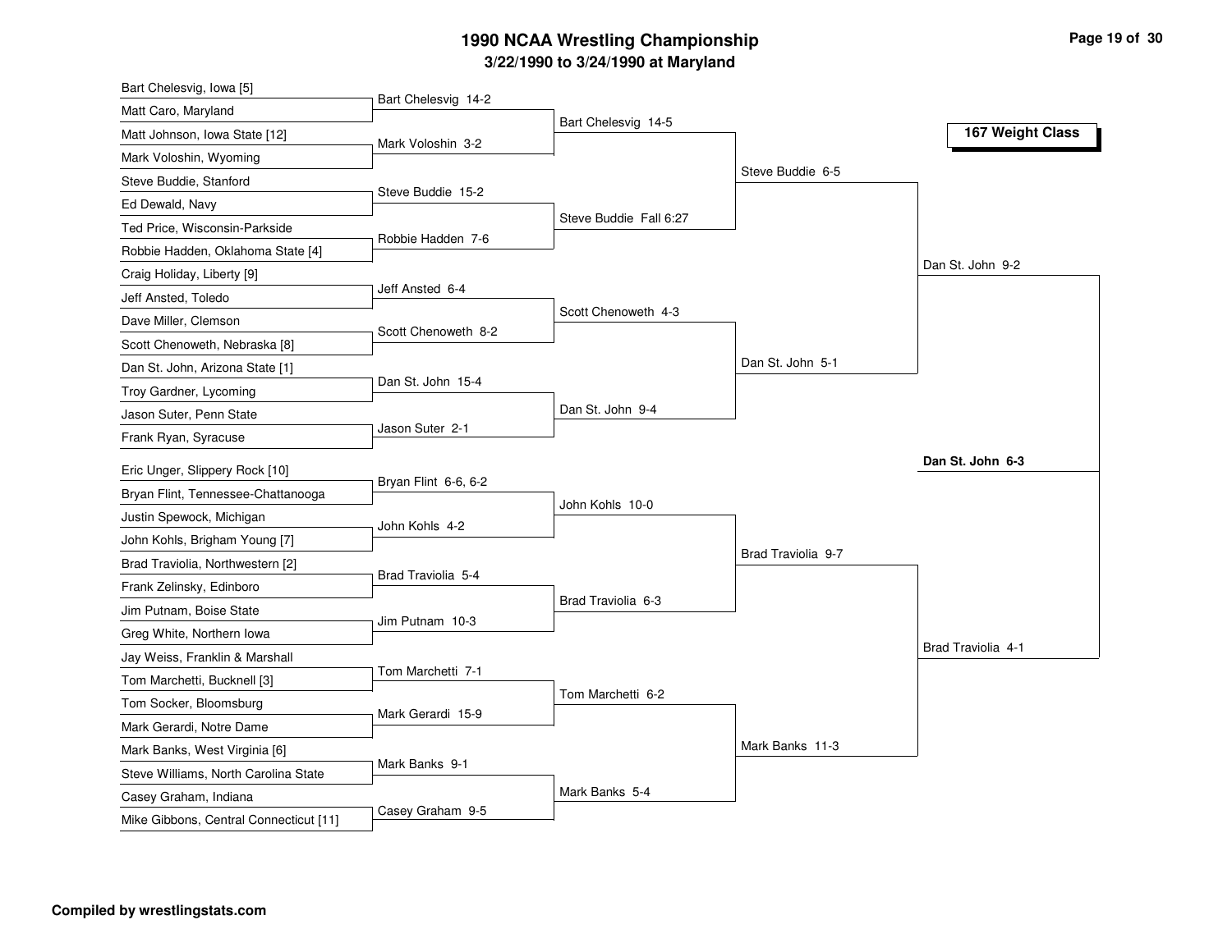# 1990 NCAA Wrestling Championship

## 3/22/1990 to 3/24/1990 at Maryland

### 167 Weight Class

**First Round**

| Wrestler 1 | Wrestler 2 | Result |
| --- | --- | --- |
| Bart Chelesvig, Iowa [5] | Matt Caro, Maryland | Bart Chelesvig 14-2 |
| Matt Johnson, Iowa State [12] | Mark Voloshin, Wyoming | Mark Voloshin 3-2 |
| Steve Buddie, Stanford | Ed Dewald, Navy | Steve Buddie 15-2 |
| Ted Price, Wisconsin-Parkside | Robbie Hadden, Oklahoma State [4] | Robbie Hadden 7-6 |
| Craig Holiday, Liberty [9] | Jeff Ansted, Toledo | Jeff Ansted 6-4 |
| Dave Miller, Clemson | Scott Chenoweth, Nebraska [8] | Scott Chenoweth 8-2 |
| Dan St. John, Arizona State [1] | Troy Gardner, Lycoming | Dan St. John 15-4 |
| Jason Suter, Penn State | Frank Ryan, Syracuse | Jason Suter 2-1 |
| Eric Unger, Slippery Rock [10] | Bryan Flint, Tennessee-Chattanooga | Bryan Flint 6-6, 6-2 |
| Justin Spewock, Michigan | John Kohls, Brigham Young [7] | John Kohls 4-2 |
| Brad Traviolia, Northwestern [2] | Frank Zelinsky, Edinboro | Brad Traviolia 5-4 |
| Jim Putnam, Boise State | Greg White, Northern Iowa | Jim Putnam 10-3 |
| Jay Weiss, Franklin & Marshall | Tom Marchetti, Bucknell [3] | Tom Marchetti 7-1 |
| Tom Socker, Bloomsburg | Mark Gerardi, Notre Dame | Mark Gerardi 15-9 |
| Mark Banks, West Virginia [6] | Steve Williams, North Carolina State | Mark Banks 9-1 |
| Casey Graham, Indiana | Mike Gibbons, Central Connecticut [11] | Casey Graham 9-5 |

**Second Round**

- Bart Chelesvig 14-5
- Steve Buddie Fall 6:27
- Scott Chenoweth 4-3
- Dan St. John 9-4
- John Kohls 10-0
- Brad Traviolia 6-3
- Tom Marchetti 6-2
- Mark Banks 5-4

**Quarterfinals**

- Steve Buddie 6-5
- Dan St. John 5-1
- Brad Traviolia 9-7
- Mark Banks 11-3

**Semifinals**

- Dan St. John 9-2
- Brad Traviolia 4-1

**Final**

**Dan St. John 6-3**

**Compiled by wrestlingstats.com**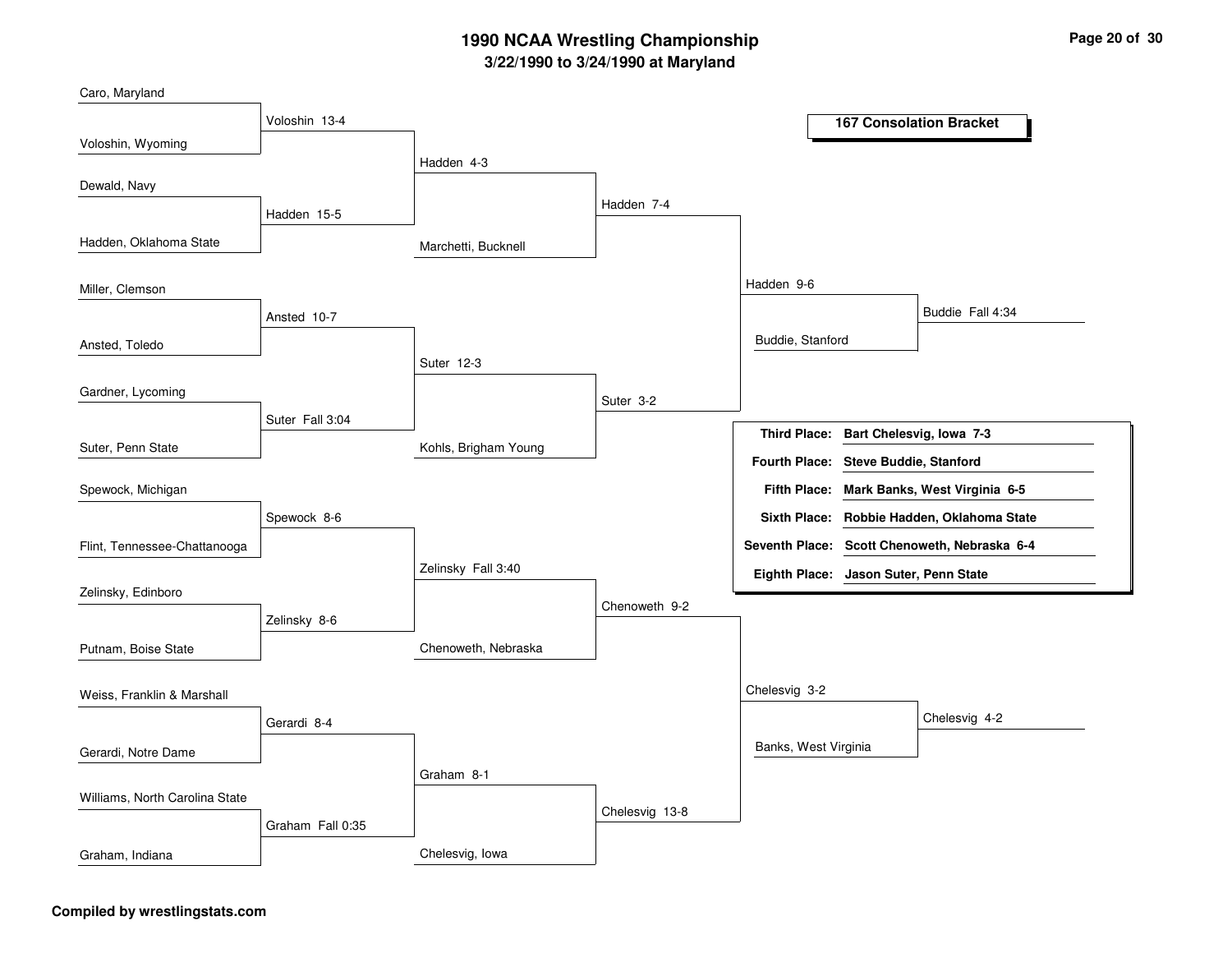# 1990 NCAA Wrestling Championship

## 3/22/1990 to 3/24/1990 at Maryland

### 167 Consolation Bracket

**First Round**

- Caro, Maryland vs. Voloshin, Wyoming — Voloshin 13-4
- Dewald, Navy vs. Hadden, Oklahoma State — Hadden 15-5
- Miller, Clemson vs. Ansted, Toledo — Ansted 10-7
- Gardner, Lycoming vs. Suter, Penn State — Suter Fall 3:04
- Spewock, Michigan vs. Flint, Tennessee-Chattanooga — Spewock 8-6
- Zelinsky, Edinboro vs. Putnam, Boise State — Zelinsky 8-6
- Weiss, Franklin & Marshall vs. Gerardi, Notre Dame — Gerardi 8-4
- Williams, North Carolina State vs. Graham, Indiana — Graham Fall 0:35

**Second Round**

- Voloshin vs. Hadden — Hadden 4-3
- Ansted vs. Suter — Suter 12-3
- Spewock vs. Zelinsky — Zelinsky Fall 3:40
- Gerardi vs. Graham — Graham 8-1

**Third Round**

- Hadden vs. Marchetti, Bucknell — Hadden 7-4
- Suter vs. Kohls, Brigham Young — Suter 3-2
- Zelinsky vs. Chenoweth, Nebraska — Chenoweth 9-2
- Graham vs. Chelesvig, Iowa — Chelesvig 13-8

**Fourth Round**

- Hadden vs. Suter — Hadden 9-6
- Chenoweth vs. Chelesvig — Chelesvig 3-2

**Fifth Round**

- Hadden vs. Buddie, Stanford — Buddie Fall 4:34
- Chelesvig vs. Banks, West Virginia — Chelesvig 4-2

| Place | Result |
| --- | --- |
| **Third Place:** | **Bart Chelesvig, Iowa 7-3** |
| **Fourth Place:** | **Steve Buddie, Stanford** |
| **Fifth Place:** | **Mark Banks, West Virginia 6-5** |
| **Sixth Place:** | **Robbie Hadden, Oklahoma State** |
| **Seventh Place:** | **Scott Chenoweth, Nebraska 6-4** |
| **Eighth Place:** | **Jason Suter, Penn State** |

**Compiled by wrestlingstats.com**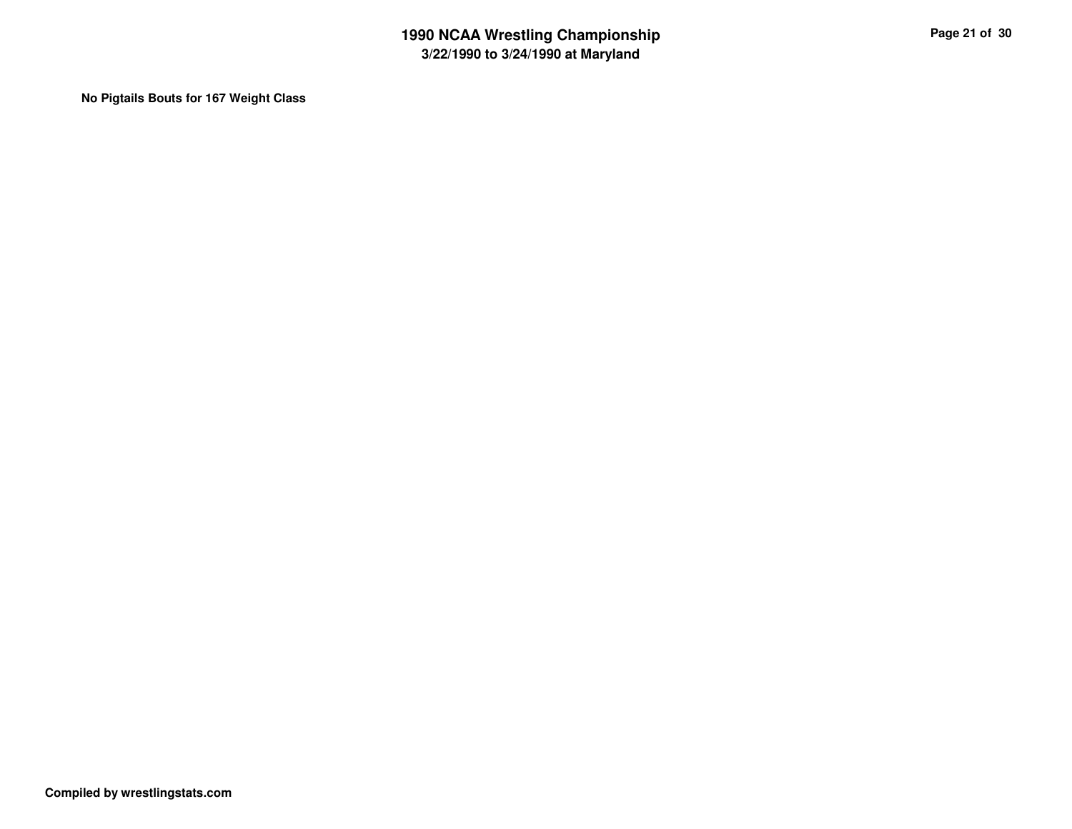**No Pigtails Bouts for 167 Weight Class**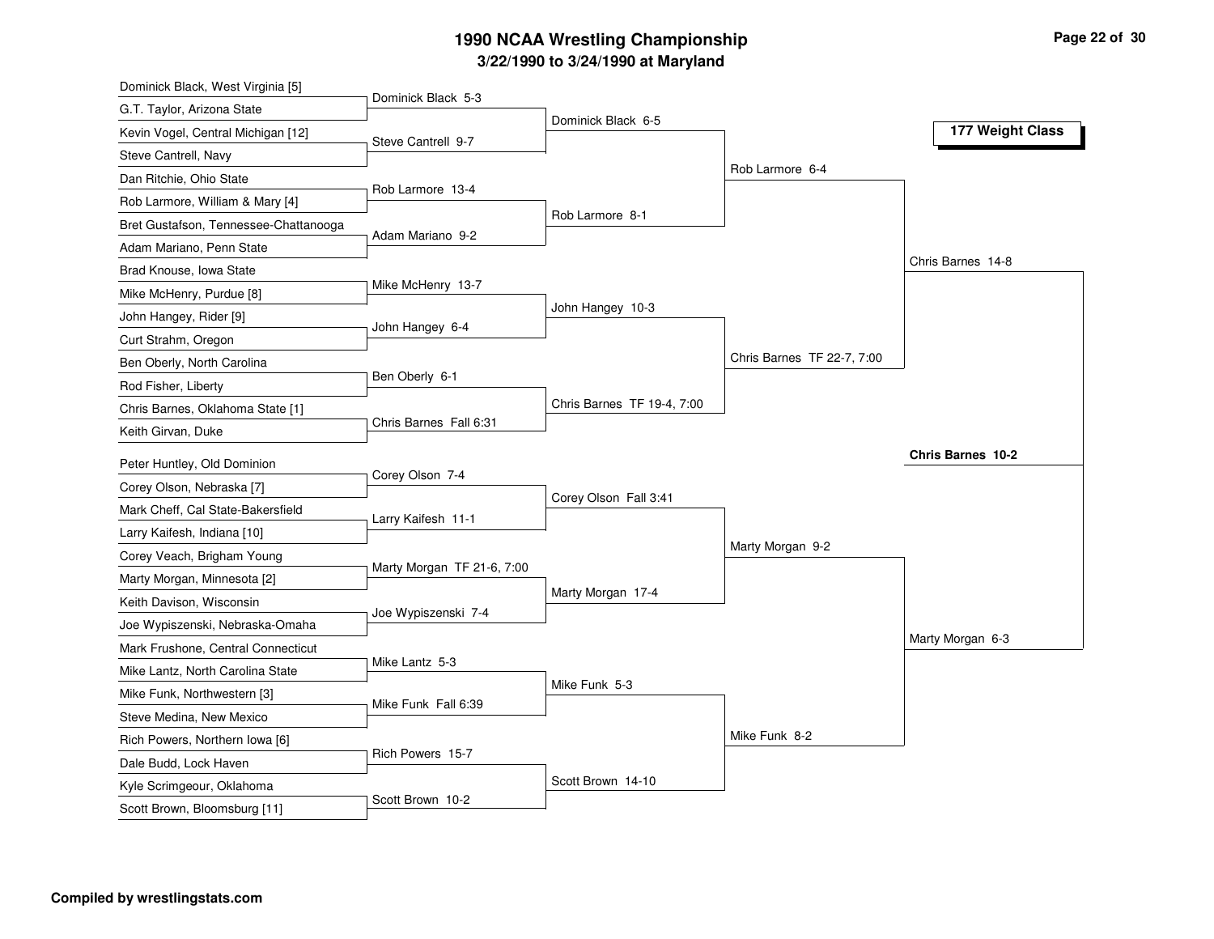# 1990 NCAA Wrestling Championship

## 3/22/1990 to 3/24/1990 at Maryland

### 177 Weight Class

**First Round**

- Dominick Black, West Virginia [5] vs. G.T. Taylor, Arizona State — Dominick Black 5-3
- Kevin Vogel, Central Michigan [12] vs. Steve Cantrell, Navy — Steve Cantrell 9-7
- Dan Ritchie, Ohio State vs. Rob Larmore, William & Mary [4] — Rob Larmore 13-4
- Bret Gustafson, Tennessee-Chattanooga vs. Adam Mariano, Penn State — Adam Mariano 9-2
- Brad Knouse, Iowa State vs. Mike McHenry, Purdue [8] — Mike McHenry 13-7
- John Hangey, Rider [9] vs. Curt Strahm, Oregon — John Hangey 6-4
- Ben Oberly, North Carolina vs. Rod Fisher, Liberty — Ben Oberly 6-1
- Chris Barnes, Oklahoma State [1] vs. Keith Girvan, Duke — Chris Barnes Fall 6:31
- Peter Huntley, Old Dominion vs. Corey Olson, Nebraska [7] — Corey Olson 7-4
- Mark Cheff, Cal State-Bakersfield vs. Larry Kaifesh, Indiana [10] — Larry Kaifesh 11-1
- Corey Veach, Brigham Young vs. Marty Morgan, Minnesota [2] — Marty Morgan TF 21-6, 7:00
- Keith Davison, Wisconsin vs. Joe Wypiszenski, Nebraska-Omaha — Joe Wypiszenski 7-4
- Mark Frushone, Central Connecticut vs. Mike Lantz, North Carolina State — Mike Lantz 5-3
- Mike Funk, Northwestern [3] vs. Steve Medina, New Mexico — Mike Funk Fall 6:39
- Rich Powers, Northern Iowa [6] vs. Dale Budd, Lock Haven — Rich Powers 15-7
- Kyle Scrimgeour, Oklahoma vs. Scott Brown, Bloomsburg [11] — Scott Brown 10-2

**Second Round**

- Dominick Black 6-5
- Rob Larmore 8-1
- John Hangey 10-3
- Chris Barnes TF 19-4, 7:00
- Corey Olson Fall 3:41
- Marty Morgan 17-4
- Mike Funk 5-3
- Scott Brown 14-10

**Quarterfinals**

- Rob Larmore 6-4
- Chris Barnes TF 22-7, 7:00
- Marty Morgan 9-2
- Mike Funk 8-2

**Semifinals**

- Chris Barnes 14-8
- Marty Morgan 6-3

**Final**

- **Chris Barnes 10-2**

**Compiled by wrestlingstats.com**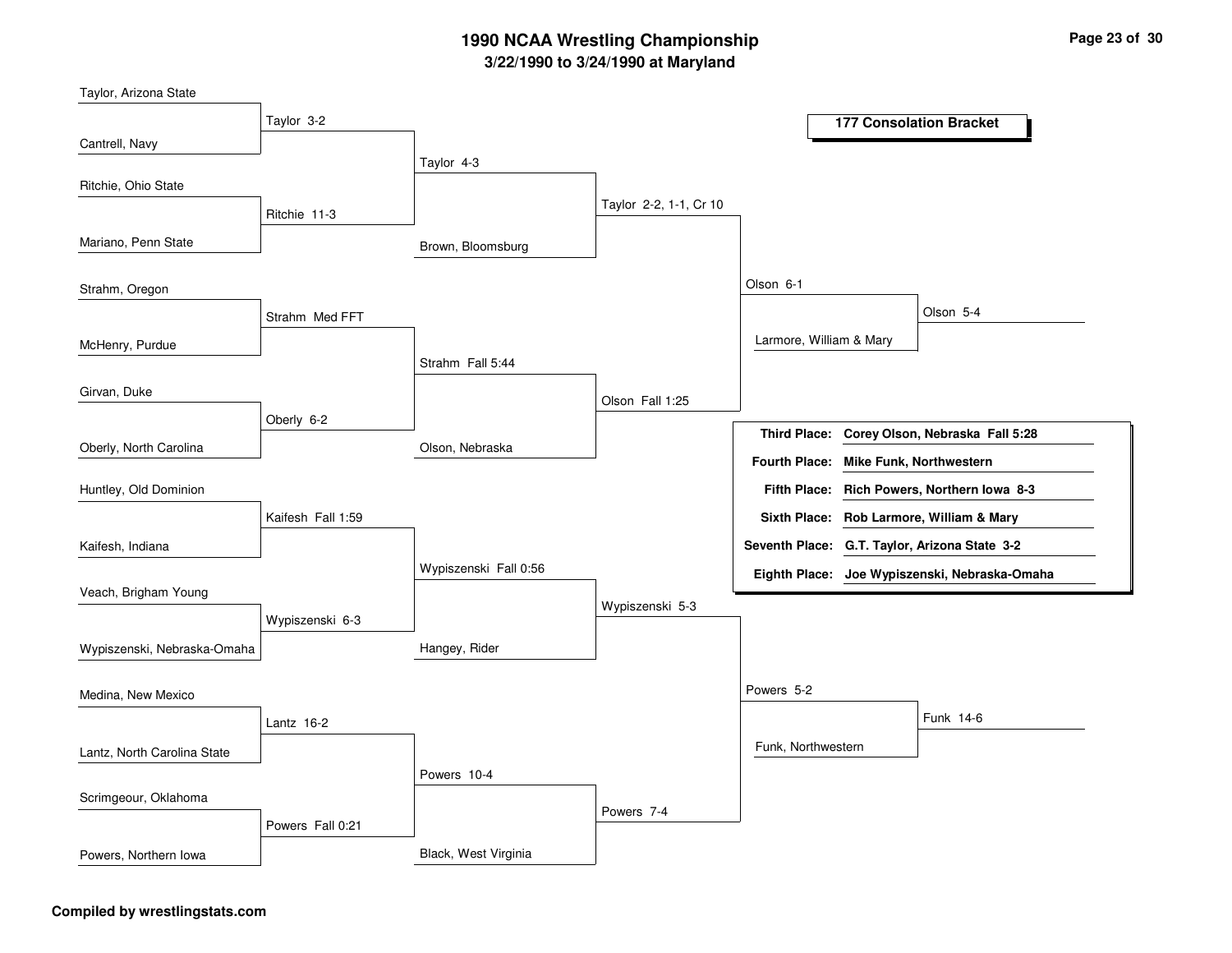# 1990 NCAA Wrestling Championship

## 3/22/1990 to 3/24/1990 at Maryland

### 177 Consolation Bracket

**Round 1**
- Taylor, Arizona State vs Cantrell, Navy — Taylor 3-2
- Ritchie, Ohio State vs Mariano, Penn State — Ritchie 11-3
- Strahm, Oregon vs McHenry, Purdue — Strahm Med FFT
- Girvan, Duke vs Oberly, North Carolina — Oberly 6-2
- Huntley, Old Dominion vs Kaifesh, Indiana — Kaifesh Fall 1:59
- Veach, Brigham Young vs Wypiszenski, Nebraska-Omaha — Wypiszenski 6-3
- Medina, New Mexico vs Lantz, North Carolina State — Lantz 16-2
- Scrimgeour, Oklahoma vs Powers, Northern Iowa — Powers Fall 0:21

**Round 2**
- Taylor vs Ritchie — Taylor 4-3
- Strahm vs Oberly — Strahm Fall 5:44
- Kaifesh vs Wypiszenski — Wypiszenski Fall 0:56
- Lantz vs Powers — Powers 10-4

**Round 3**
- Taylor vs Brown, Bloomsburg — Taylor 2-2, 1-1, Cr 10
- Strahm vs Olson, Nebraska — Olson Fall 1:25
- Wypiszenski vs Hangey, Rider — Wypiszenski 5-3
- Powers vs Black, West Virginia — Powers 7-4

**Round 4**
- Taylor vs Olson — Olson 6-1
- Wypiszenski vs Powers — Powers 5-2

**Round 5**
- Olson vs Larmore, William & Mary — Olson 5-4
- Powers vs Funk, Northwestern — Funk 14-6

| Place | Result |
|---|---|
| **Third Place:** | **Corey Olson, Nebraska Fall 5:28** |
| **Fourth Place:** | **Mike Funk, Northwestern** |
| **Fifth Place:** | **Rich Powers, Northern Iowa 8-3** |
| **Sixth Place:** | **Rob Larmore, William & Mary** |
| **Seventh Place:** | **G.T. Taylor, Arizona State 3-2** |
| **Eighth Place:** | **Joe Wypiszenski, Nebraska-Omaha** |

**Compiled by wrestlingstats.com**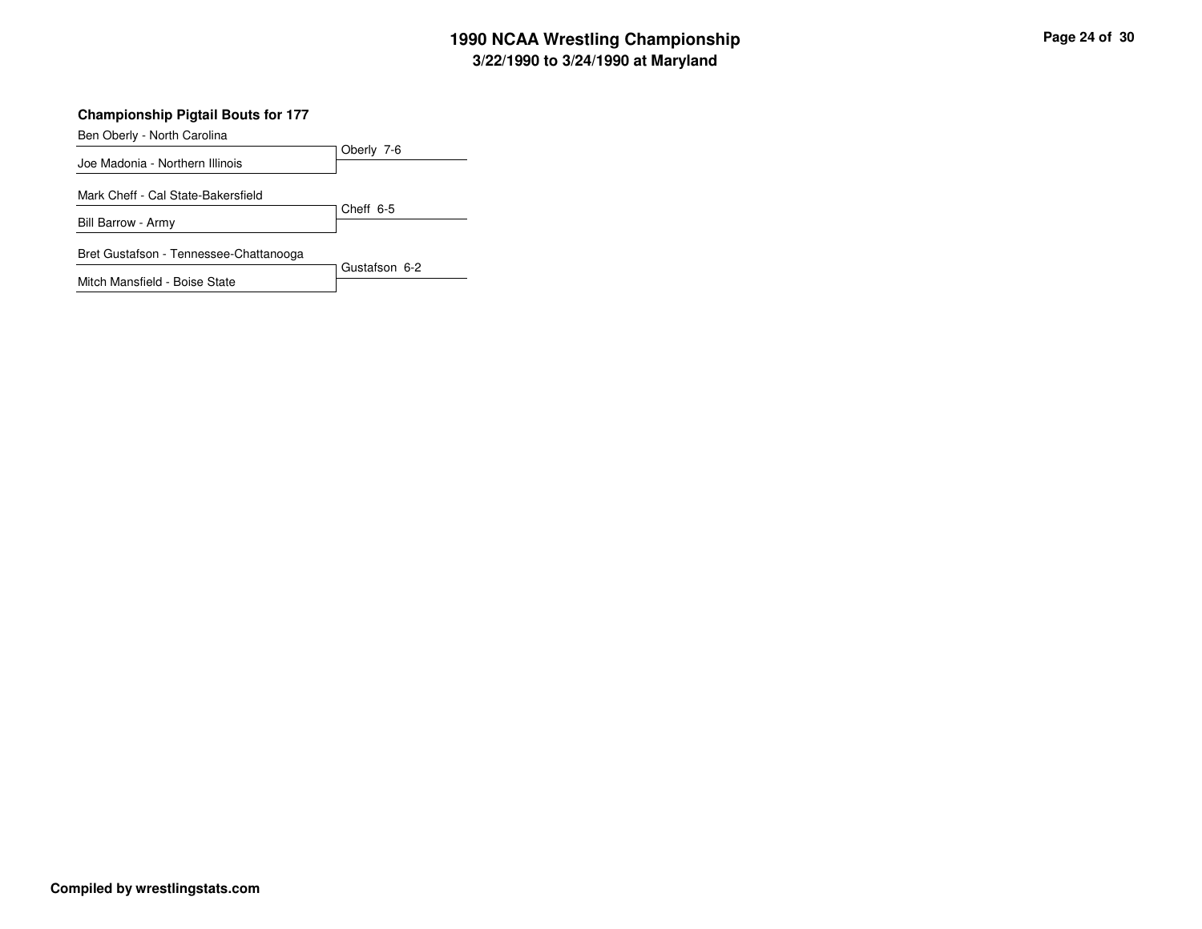## Championship Pigtail Bouts for 177

| Wrestlers | Result |
| --- | --- |
| Ben Oberly - North Carolina<br>Joe Madonia - Northern Illinois | Oberly 7-6 |
| Mark Cheff - Cal State-Bakersfield<br>Bill Barrow - Army | Cheff 6-5 |
| Bret Gustafson - Tennessee-Chattanooga<br>Mitch Mansfield - Boise State | Gustafson 6-2 |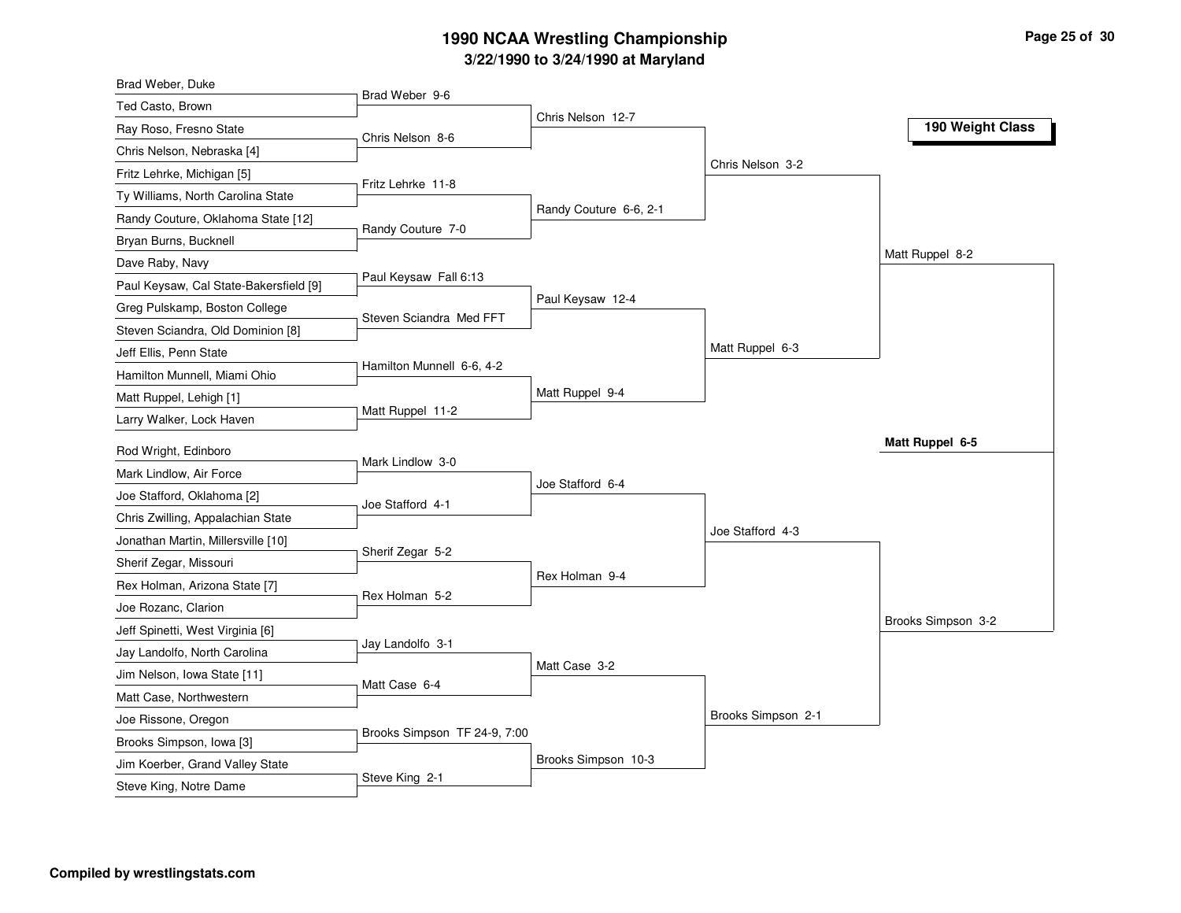# 1990 NCAA Wrestling Championship

## 3/22/1990 to 3/24/1990 at Maryland

### 190 Weight Class

**First Round**

| Wrestler | Wrestler | Winner |
|---|---|---|
| Brad Weber, Duke | Ted Casto, Brown | Brad Weber 9-6 |
| Ray Roso, Fresno State | Chris Nelson, Nebraska [4] | Chris Nelson 8-6 |
| Fritz Lehrke, Michigan [5] | Ty Williams, North Carolina State | Fritz Lehrke 11-8 |
| Randy Couture, Oklahoma State [12] | Bryan Burns, Bucknell | Randy Couture 7-0 |
| Dave Raby, Navy | Paul Keysaw, Cal State-Bakersfield [9] | Paul Keysaw Fall 6:13 |
| Greg Pulskamp, Boston College | Steven Sciandra, Old Dominion [8] | Steven Sciandra Med FFT |
| Jeff Ellis, Penn State | Hamilton Munnell, Miami Ohio | Hamilton Munnell 6-6, 4-2 |
| Matt Ruppel, Lehigh [1] | Larry Walker, Lock Haven | Matt Ruppel 11-2 |
| Rod Wright, Edinboro | Mark Lindlow, Air Force | Mark Lindlow 3-0 |
| Joe Stafford, Oklahoma [2] | Chris Zwilling, Appalachian State | Joe Stafford 4-1 |
| Jonathan Martin, Millersville [10] | Sherif Zegar, Missouri | Sherif Zegar 5-2 |
| Rex Holman, Arizona State [7] | Joe Rozanc, Clarion | Rex Holman 5-2 |
| Jeff Spinetti, West Virginia [6] | Jay Landolfo, North Carolina | Jay Landolfo 3-1 |
| Jim Nelson, Iowa State [11] | Matt Case, Northwestern | Matt Case 6-4 |
| Joe Rissone, Oregon | Brooks Simpson, Iowa [3] | Brooks Simpson TF 24-9, 7:00 |
| Jim Koerber, Grand Valley State | Steve King, Notre Dame | Steve King 2-1 |

**Second Round**

- Chris Nelson 12-7
- Randy Couture 6-6, 2-1
- Paul Keysaw 12-4
- Matt Ruppel 9-4
- Joe Stafford 6-4
- Rex Holman 9-4
- Matt Case 3-2
- Brooks Simpson 10-3

**Quarterfinals**

- Chris Nelson 3-2
- Matt Ruppel 6-3
- Joe Stafford 4-3
- Brooks Simpson 2-1

**Semifinals**

- Matt Ruppel 8-2
- Brooks Simpson 3-2

**Final**

- **Matt Ruppel 6-5**

Compiled by wrestlingstats.com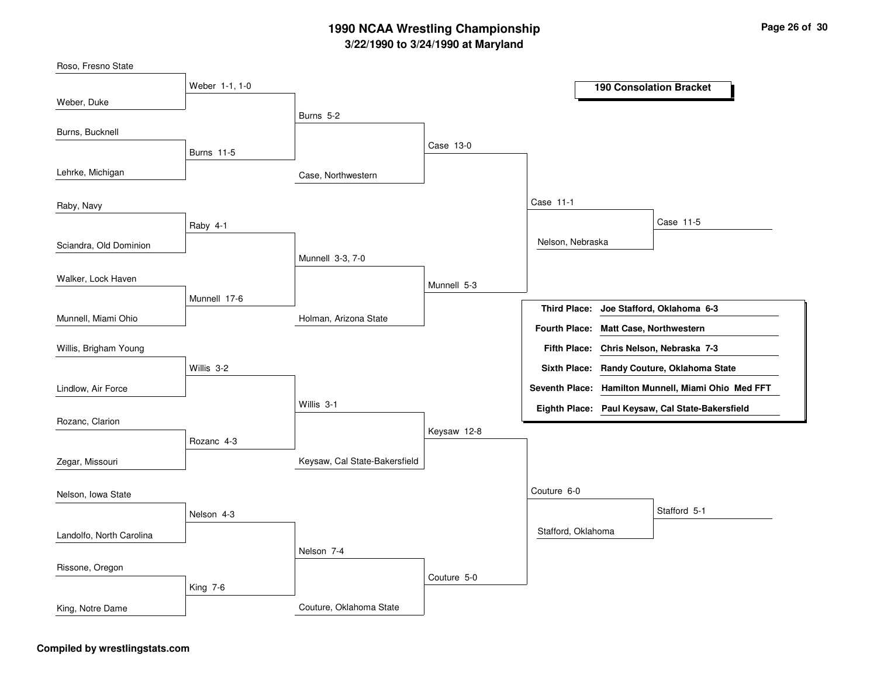# 1990 NCAA Wrestling Championship

## 3/22/1990 to 3/24/1990 at Maryland

### 190 Consolation Bracket

**Round 1**

- Roso, Fresno State vs. Weber, Duke — Weber 1-1, 1-0
- Burns, Bucknell vs. Lehrke, Michigan — Burns 11-5
- Raby, Navy vs. Sciandra, Old Dominion — Raby 4-1
- Walker, Lock Haven vs. Munnell, Miami Ohio — Munnell 17-6
- Willis, Brigham Young vs. Lindlow, Air Force — Willis 3-2
- Rozanc, Clarion vs. Zegar, Missouri — Rozanc 4-3
- Nelson, Iowa State vs. Landolfo, North Carolina — Nelson 4-3
- Rissone, Oregon vs. King, Notre Dame — King 7-6

**Round 2**

- Weber vs. Burns — Burns 5-2
- Raby vs. Munnell — Munnell 3-3, 7-0
- Willis vs. Rozanc — Willis 3-1
- Nelson vs. King — Nelson 7-4

**Round 3**

- Burns vs. Case, Northwestern — Case 13-0
- Munnell vs. Holman, Arizona State — Munnell 5-3
- Willis vs. Keysaw, Cal State-Bakersfield — Keysaw 12-8
- Nelson vs. Couture, Oklahoma State — Couture 5-0

**Round 4**

- Case vs. Munnell — Case 11-1
- Keysaw vs. Couture — Couture 6-0

**Round 5**

- Case vs. Nelson, Nebraska — Case 11-5
- Couture vs. Stafford, Oklahoma — Stafford 5-1

| Place | Wrestler |
|---|---|
| **Third Place:** | **Joe Stafford, Oklahoma 6-3** |
| **Fourth Place:** | **Matt Case, Northwestern** |
| **Fifth Place:** | **Chris Nelson, Nebraska 7-3** |
| **Sixth Place:** | **Randy Couture, Oklahoma State** |
| **Seventh Place:** | **Hamilton Munnell, Miami Ohio Med FFT** |
| **Eighth Place:** | **Paul Keysaw, Cal State-Bakersfield** |

**Compiled by wrestlingstats.com**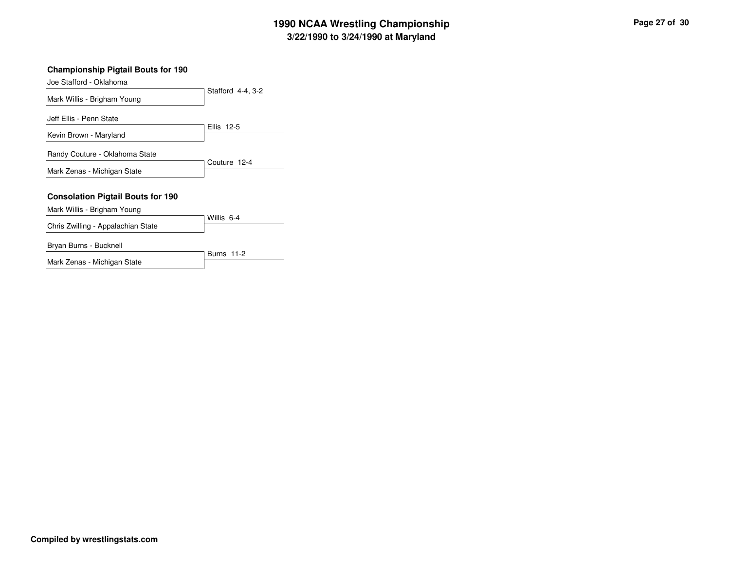# 1990 NCAA Wrestling Championship

## 3/22/1990 to 3/24/1990 at Maryland

### Championship Pigtail Bouts for 190

| Wrestler | Result |
| --- | --- |
| Joe Stafford - Oklahoma | Stafford 4-4, 3-2 |
| Mark Willis - Brigham Young | |
| Jeff Ellis - Penn State | Ellis 12-5 |
| Kevin Brown - Maryland | |
| Randy Couture - Oklahoma State | Couture 12-4 |
| Mark Zenas - Michigan State | |

### Consolation Pigtail Bouts for 190

| Wrestler | Result |
| --- | --- |
| Mark Willis - Brigham Young | Willis 6-4 |
| Chris Zwilling - Appalachian State | |
| Bryan Burns - Bucknell | Burns 11-2 |
| Mark Zenas - Michigan State | |

**Compiled by wrestlingstats.com**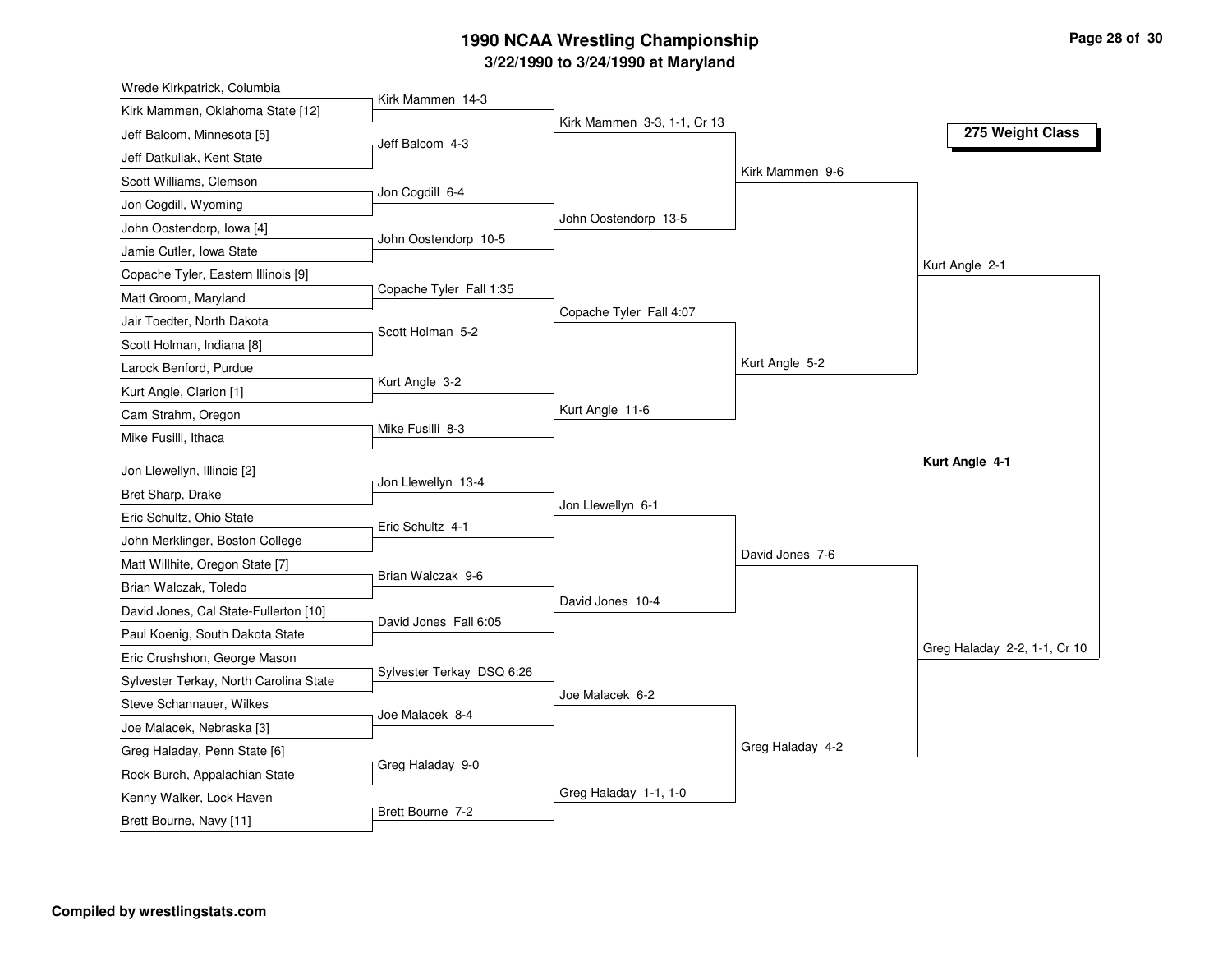# 1990 NCAA Wrestling Championship

### 3/22/1990 to 3/24/1990 at Maryland

**275 Weight Class**

## First Round

| Wrestler 1 | Wrestler 2 | Winner |
| --- | --- | --- |
| Wrede Kirkpatrick, Columbia | Kirk Mammen, Oklahoma State [12] | Kirk Mammen 14-3 |
| Jeff Balcom, Minnesota [5] | Jeff Datkuliak, Kent State | Jeff Balcom 4-3 |
| Scott Williams, Clemson | Jon Cogdill, Wyoming | Jon Cogdill 6-4 |
| John Oostendorp, Iowa [4] | Jamie Cutler, Iowa State | John Oostendorp 10-5 |
| Copache Tyler, Eastern Illinois [9] | Matt Groom, Maryland | Copache Tyler Fall 1:35 |
| Jair Toedter, North Dakota | Scott Holman, Indiana [8] | Scott Holman 5-2 |
| Larock Benford, Purdue | Kurt Angle, Clarion [1] | Kurt Angle 3-2 |
| Cam Strahm, Oregon | Mike Fusilli, Ithaca | Mike Fusilli 8-3 |
| Jon Llewellyn, Illinois [2] | Bret Sharp, Drake | Jon Llewellyn 13-4 |
| Eric Schultz, Ohio State | John Merklinger, Boston College | Eric Schultz 4-1 |
| Matt Willhite, Oregon State [7] | Brian Walczak, Toledo | Brian Walczak 9-6 |
| David Jones, Cal State-Fullerton [10] | Paul Koenig, South Dakota State | David Jones Fall 6:05 |
| Eric Crushshon, George Mason | Sylvester Terkay, North Carolina State | Sylvester Terkay DSQ 6:26 |
| Steve Schannauer, Wilkes | Joe Malacek, Nebraska [3] | Joe Malacek 8-4 |
| Greg Haladay, Penn State [6] | Rock Burch, Appalachian State | Greg Haladay 9-0 |
| Kenny Walker, Lock Haven | Brett Bourne, Navy [11] | Brett Bourne 7-2 |

## Second Round

- Kirk Mammen 3-3, 1-1, Cr 13
- John Oostendorp 13-5
- Copache Tyler Fall 4:07
- Kurt Angle 11-6
- Jon Llewellyn 6-1
- David Jones 10-4
- Joe Malacek 6-2
- Greg Haladay 1-1, 1-0

## Quarterfinals

- Kirk Mammen 9-6
- Kurt Angle 5-2
- David Jones 7-6
- Greg Haladay 4-2

## Semifinals

- Kurt Angle 2-1
- Greg Haladay 2-2, 1-1, Cr 10

## Final

**Kurt Angle 4-1**

**Compiled by wrestlingstats.com**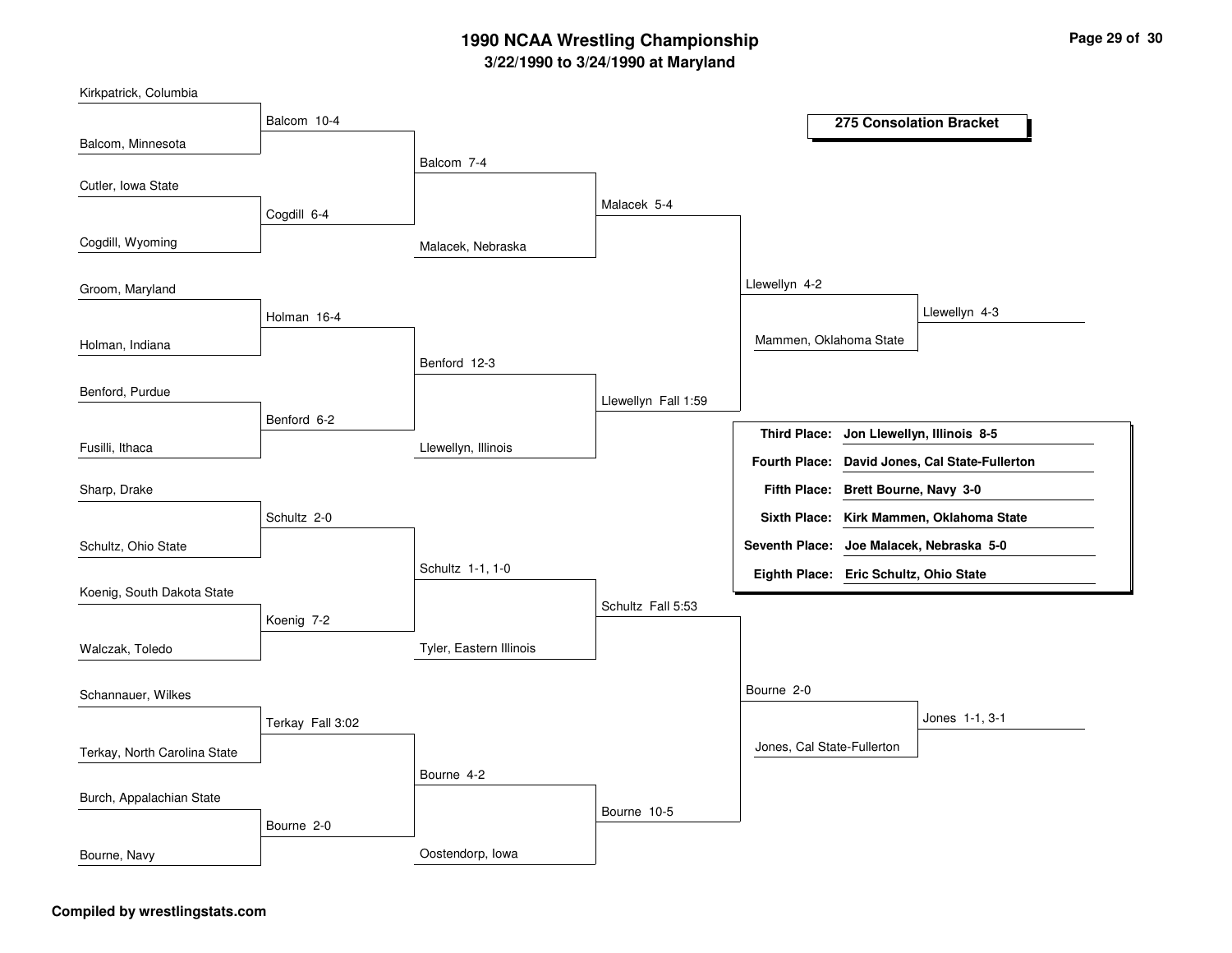# 1990 NCAA Wrestling Championship

## 3/22/1990 to 3/24/1990 at Maryland

### 275 Consolation Bracket

**First Round**

- Kirkpatrick, Columbia vs. Balcom, Minnesota — Balcom 10-4
- Cutler, Iowa State vs. Cogdill, Wyoming — Cogdill 6-4
- Groom, Maryland vs. Holman, Indiana — Holman 16-4
- Benford, Purdue vs. Fusilli, Ithaca — Benford 6-2
- Sharp, Drake vs. Schultz, Ohio State — Schultz 2-0
- Koenig, South Dakota State vs. Walczak, Toledo — Koenig 7-2
- Schannauer, Wilkes vs. Terkay, North Carolina State — Terkay Fall 3:02
- Burch, Appalachian State vs. Bourne, Navy — Bourne 2-0

**Second Round**

- Balcom vs. Cogdill — Balcom 7-4
- Holman vs. Benford — Benford 12-3
- Schultz vs. Koenig — Schultz 1-1, 1-0
- Terkay vs. Bourne — Bourne 4-2

**Third Round**

- Balcom vs. Malacek, Nebraska — Malacek 5-4
- Benford vs. Llewellyn, Illinois — Llewellyn Fall 1:59
- Schultz vs. Tyler, Eastern Illinois — Schultz Fall 5:53
- Bourne vs. Oostendorp, Iowa — Bourne 10-5

**Fourth Round**

- Malacek vs. Llewellyn — Llewellyn 4-2
- Schultz vs. Bourne — Bourne 2-0

**Consolation Semifinals**

- Llewellyn vs. Mammen, Oklahoma State — Llewellyn 4-3
- Bourne vs. Jones, Cal State-Fullerton — Jones 1-1, 3-1

| Place | Result |
|---|---|
| **Third Place:** | **Jon Llewellyn, Illinois 8-5** |
| **Fourth Place:** | **David Jones, Cal State-Fullerton** |
| **Fifth Place:** | **Brett Bourne, Navy 3-0** |
| **Sixth Place:** | **Kirk Mammen, Oklahoma State** |
| **Seventh Place:** | **Joe Malacek, Nebraska 5-0** |
| **Eighth Place:** | **Eric Schultz, Ohio State** |

**Compiled by wrestlingstats.com**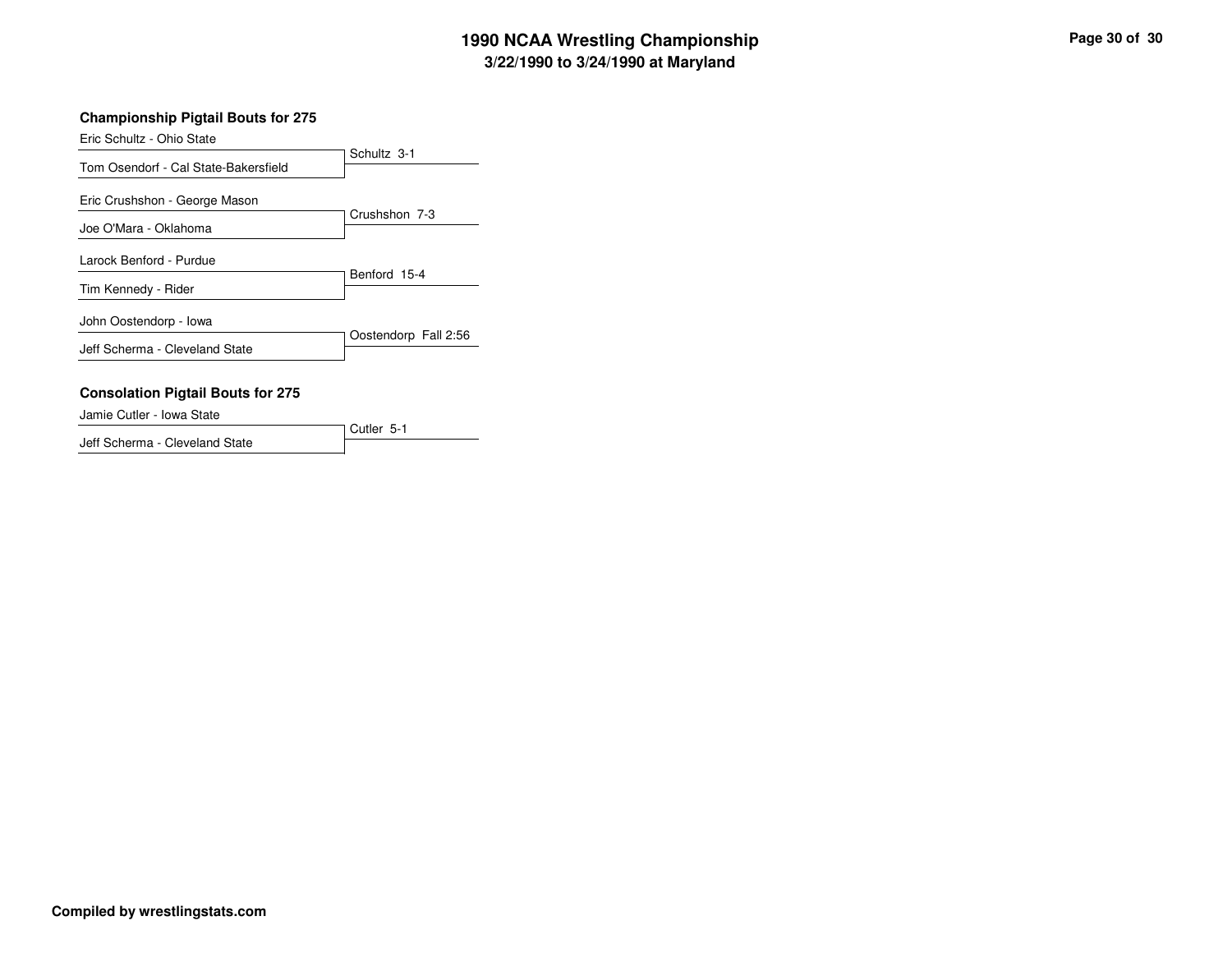# 1990 NCAA Wrestling Championship

## 3/22/1990 to 3/24/1990 at Maryland

### Championship Pigtail Bouts for 275

Eric Schultz - Ohio State
Tom Osendorf - Cal State-Bakersfield
Schultz 3-1

Eric Crushshon - George Mason
Joe O'Mara - Oklahoma
Crushshon 7-3

Larock Benford - Purdue
Tim Kennedy - Rider
Benford 15-4

John Oostendorp - Iowa
Jeff Scherma - Cleveland State
Oostendorp Fall 2:56

### Consolation Pigtail Bouts for 275

Jamie Cutler - Iowa State
Jeff Scherma - Cleveland State
Cutler 5-1

**Compiled by wrestlingstats.com**